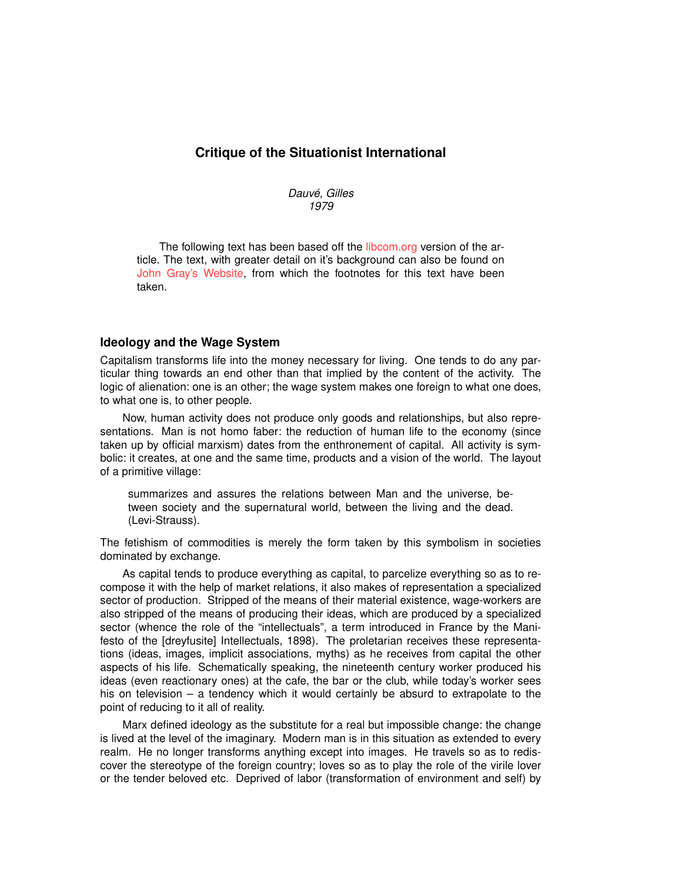# Critique of the Situationist International

*Dauvé, Gilles*
*1979*

The following text has been based off the libcom.org version of the article. The text, with greater detail on it's background can also be found on John Gray's Website, from which the footnotes for this text have been taken.

## Ideology and the Wage System

Capitalism transforms life into the money necessary for living. One tends to do any particular thing towards an end other than that implied by the content of the activity. The logic of alienation: one is an other; the wage system makes one foreign to what one does, to what one is, to other people.

Now, human activity does not produce only goods and relationships, but also representations. Man is not homo faber: the reduction of human life to the economy (since taken up by official marxism) dates from the enthronement of capital. All activity is symbolic: it creates, at one and the same time, products and a vision of the world. The layout of a primitive village:

> summarizes and assures the relations between Man and the universe, between society and the supernatural world, between the living and the dead. (Levi-Strauss).

The fetishism of commodities is merely the form taken by this symbolism in societies dominated by exchange.

As capital tends to produce everything as capital, to parcelize everything so as to recompose it with the help of market relations, it also makes of representation a specialized sector of production. Stripped of the means of their material existence, wage-workers are also stripped of the means of producing their ideas, which are produced by a specialized sector (whence the role of the "intellectuals", a term introduced in France by the Manifesto of the [dreyfusite] Intellectuals, 1898). The proletarian receives these representations (ideas, images, implicit associations, myths) as he receives from capital the other aspects of his life. Schematically speaking, the nineteenth century worker produced his ideas (even reactionary ones) at the cafe, the bar or the club, while today's worker sees his on television – a tendency which it would certainly be absurd to extrapolate to the point of reducing to it all of reality.

Marx defined ideology as the substitute for a real but impossible change: the change is lived at the level of the imaginary. Modern man is in this situation as extended to every realm. He no longer transforms anything except into images. He travels so as to rediscover the stereotype of the foreign country; loves so as to play the role of the virile lover or the tender beloved etc. Deprived of labor (transformation of environment and self) by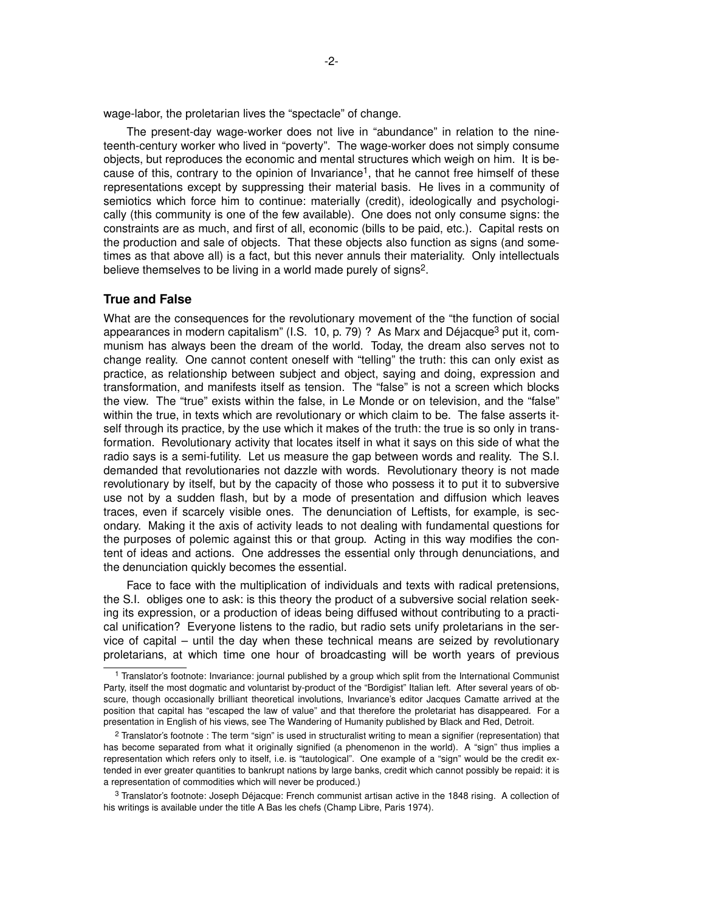wage-labor, the proletarian lives the "spectacle" of change.

The present-day wage-worker does not live in "abundance" in relation to the nineteenth-century worker who lived in "poverty". The wage-worker does not simply consume objects, but reproduces the economic and mental structures which weigh on him. It is because of this, contrary to the opinion of Invariance[1], that he cannot free himself of these representations except by suppressing their material basis. He lives in a community of semiotics which force him to continue: materially (credit), ideologically and psychologically (this community is one of the few available). One does not only consume signs: the constraints are as much, and first of all, economic (bills to be paid, etc.). Capital rests on the production and sale of objects. That these objects also function as signs (and sometimes as that above all) is a fact, but this never annuls their materiality. Only intellectuals believe themselves to be living in a world made purely of signs[2].

## True and False

What are the consequences for the revolutionary movement of the "the function of social appearances in modern capitalism" (I.S. 10, p. 79) ? As Marx and Déjacque[3] put it, communism has always been the dream of the world. Today, the dream also serves not to change reality. One cannot content oneself with "telling" the truth: this can only exist as practice, as relationship between subject and object, saying and doing, expression and transformation, and manifests itself as tension. The "false" is not a screen which blocks the view. The "true" exists within the false, in Le Monde or on television, and the "false" within the true, in texts which are revolutionary or which claim to be. The false asserts itself through its practice, by the use which it makes of the truth: the true is so only in transformation. Revolutionary activity that locates itself in what it says on this side of what the radio says is a semi-futility. Let us measure the gap between words and reality. The S.I. demanded that revolutionaries not dazzle with words. Revolutionary theory is not made revolutionary by itself, but by the capacity of those who possess it to put it to subversive use not by a sudden flash, but by a mode of presentation and diffusion which leaves traces, even if scarcely visible ones. The denunciation of Leftists, for example, is secondary. Making it the axis of activity leads to not dealing with fundamental questions for the purposes of polemic against this or that group. Acting in this way modifies the content of ideas and actions. One addresses the essential only through denunciations, and the denunciation quickly becomes the essential.

Face to face with the multiplication of individuals and texts with radical pretensions, the S.I. obliges one to ask: is this theory the product of a subversive social relation seeking its expression, or a production of ideas being diffused without contributing to a practical unification? Everyone listens to the radio, but radio sets unify proletarians in the service of capital – until the day when these technical means are seized by revolutionary proletarians, at which time one hour of broadcasting will be worth years of previous

---

[1] Translator's footnote: Invariance: journal published by a group which split from the International Communist Party, itself the most dogmatic and voluntarist by-product of the "Bordigist" Italian left. After several years of obscure, though occasionally brilliant theoretical involutions, Invariance's editor Jacques Camatte arrived at the position that capital has "escaped the law of value" and that therefore the proletariat has disappeared. For a presentation in English of his views, see The Wandering of Humanity published by Black and Red, Detroit.

[2] Translator's footnote : The term "sign" is used in structuralist writing to mean a signifier (representation) that has become separated from what it originally signified (a phenomenon in the world). A "sign" thus implies a representation which refers only to itself, i.e. is "tautological". One example of a "sign" would be the credit extended in ever greater quantities to bankrupt nations by large banks, credit which cannot possibly be repaid: it is a representation of commodities which will never be produced.)

[3] Translator's footnote: Joseph Déjacque: French communist artisan active in the 1848 rising. A collection of his writings is available under the title A Bas les chefs (Champ Libre, Paris 1974).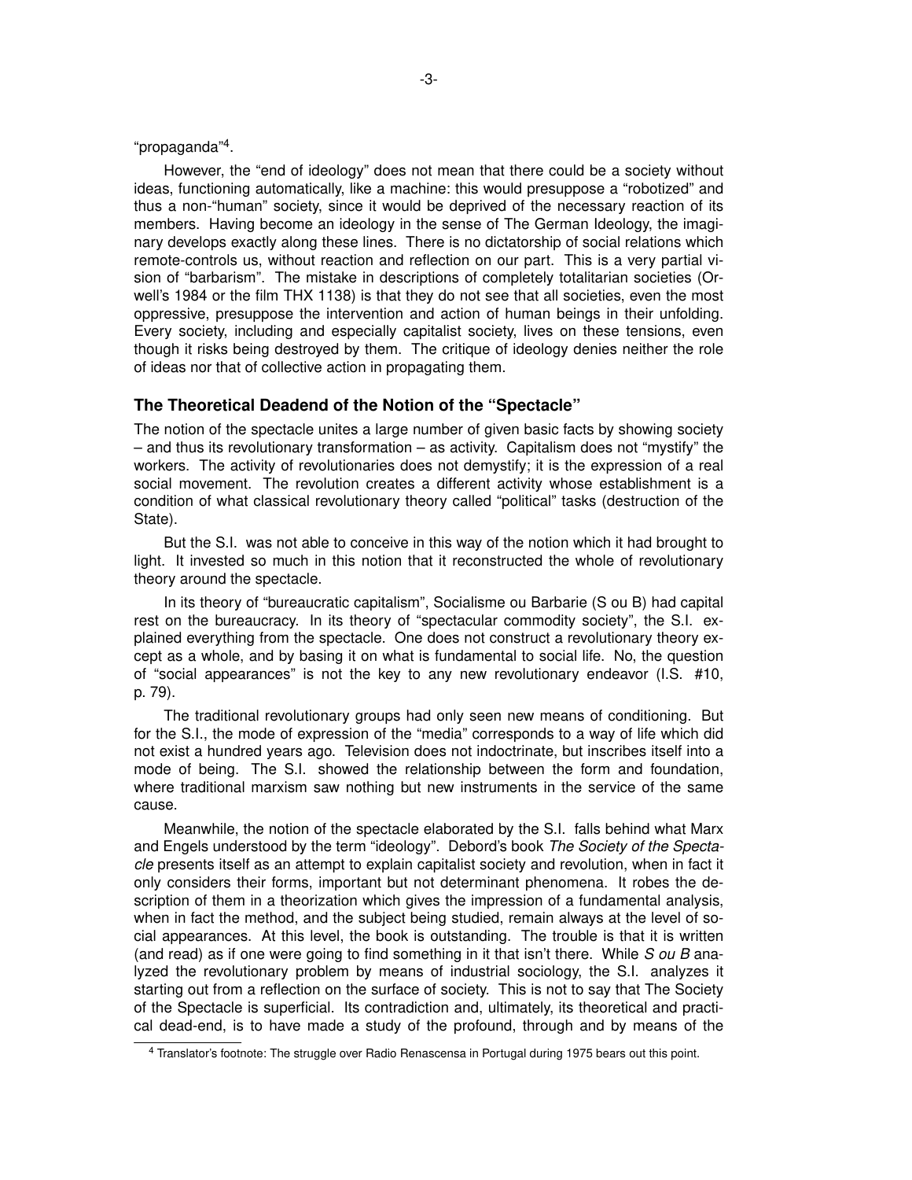"propaganda"[4].

However, the "end of ideology" does not mean that there could be a society without ideas, functioning automatically, like a machine: this would presuppose a "robotized" and thus a non-"human" society, since it would be deprived of the necessary reaction of its members. Having become an ideology in the sense of The German Ideology, the imaginary develops exactly along these lines. There is no dictatorship of social relations which remote-controls us, without reaction and reflection on our part. This is a very partial vision of "barbarism". The mistake in descriptions of completely totalitarian societies (Orwell's 1984 or the film THX 1138) is that they do not see that all societies, even the most oppressive, presuppose the intervention and action of human beings in their unfolding. Every society, including and especially capitalist society, lives on these tensions, even though it risks being destroyed by them. The critique of ideology denies neither the role of ideas nor that of collective action in propagating them.

### The Theoretical Deadend of the Notion of the "Spectacle"

The notion of the spectacle unites a large number of given basic facts by showing society – and thus its revolutionary transformation – as activity. Capitalism does not "mystify" the workers. The activity of revolutionaries does not demystify; it is the expression of a real social movement. The revolution creates a different activity whose establishment is a condition of what classical revolutionary theory called "political" tasks (destruction of the State).

But the S.I. was not able to conceive in this way of the notion which it had brought to light. It invested so much in this notion that it reconstructed the whole of revolutionary theory around the spectacle.

In its theory of "bureaucratic capitalism", Socialisme ou Barbarie (S ou B) had capital rest on the bureaucracy. In its theory of "spectacular commodity society", the S.I. explained everything from the spectacle. One does not construct a revolutionary theory except as a whole, and by basing it on what is fundamental to social life. No, the question of "social appearances" is not the key to any new revolutionary endeavor (I.S. #10, p. 79).

The traditional revolutionary groups had only seen new means of conditioning. But for the S.I., the mode of expression of the "media" corresponds to a way of life which did not exist a hundred years ago. Television does not indoctrinate, but inscribes itself into a mode of being. The S.I. showed the relationship between the form and foundation, where traditional marxism saw nothing but new instruments in the service of the same cause.

Meanwhile, the notion of the spectacle elaborated by the S.I. falls behind what Marx and Engels understood by the term "ideology". Debord's book *The Society of the Spectacle* presents itself as an attempt to explain capitalist society and revolution, when in fact it only considers their forms, important but not determinant phenomena. It robes the description of them in a theorization which gives the impression of a fundamental analysis, when in fact the method, and the subject being studied, remain always at the level of social appearances. At this level, the book is outstanding. The trouble is that it is written (and read) as if one were going to find something in it that isn't there. While *S ou B* analyzed the revolutionary problem by means of industrial sociology, the S.I. analyzes it starting out from a reflection on the surface of society. This is not to say that The Society of the Spectacle is superficial. Its contradiction and, ultimately, its theoretical and practical dead-end, is to have made a study of the profound, through and by means of the

[4] Translator's footnote: The struggle over Radio Renascensa in Portugal during 1975 bears out this point.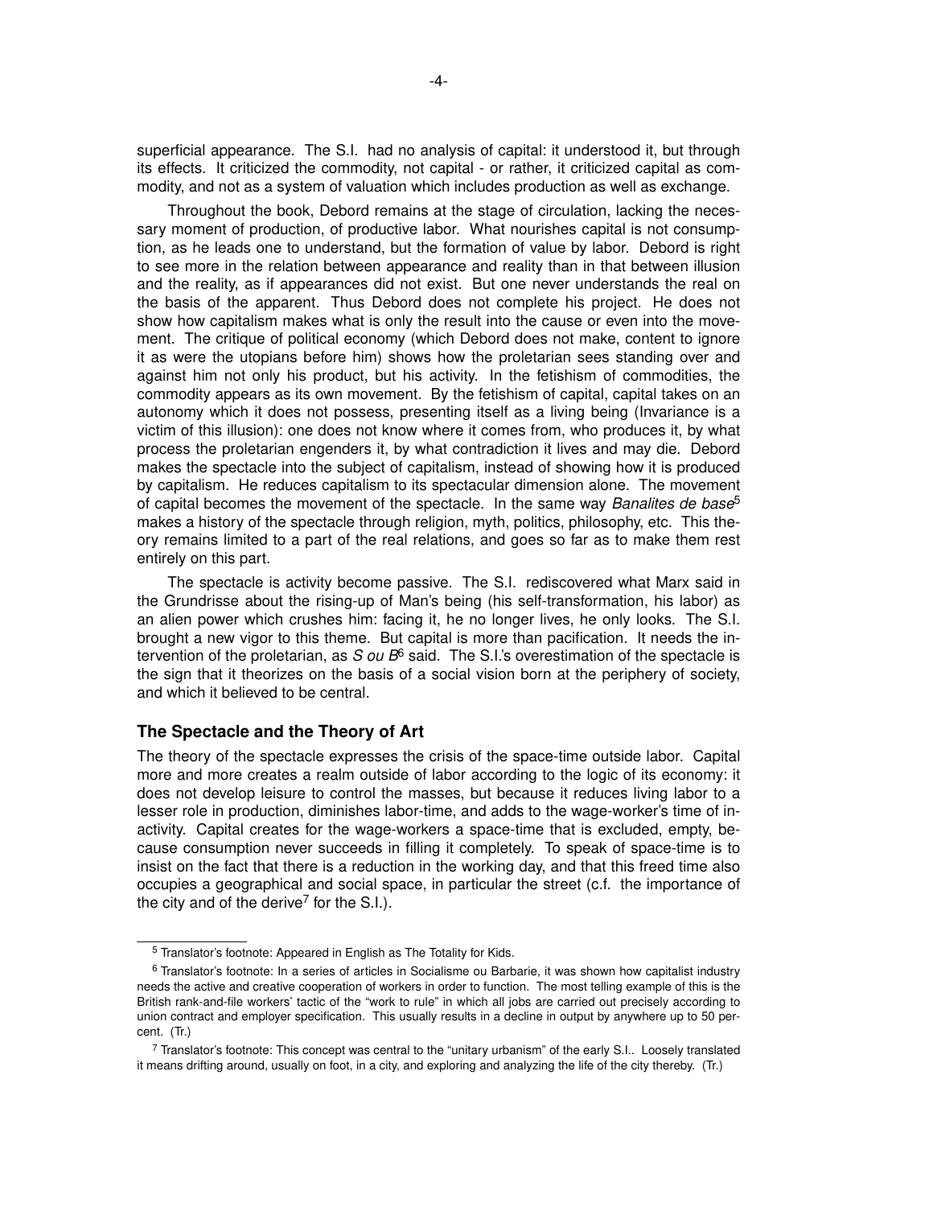superficial appearance. The S.I. had no analysis of capital: it understood it, but through its effects. It criticized the commodity, not capital - or rather, it criticized capital as commodity, and not as a system of valuation which includes production as well as exchange.

Throughout the book, Debord remains at the stage of circulation, lacking the necessary moment of production, of productive labor. What nourishes capital is not consumption, as he leads one to understand, but the formation of value by labor. Debord is right to see more in the relation between appearance and reality than in that between illusion and the reality, as if appearances did not exist. But one never understands the real on the basis of the apparent. Thus Debord does not complete his project. He does not show how capitalism makes what is only the result into the cause or even into the movement. The critique of political economy (which Debord does not make, content to ignore it as were the utopians before him) shows how the proletarian sees standing over and against him not only his product, but his activity. In the fetishism of commodities, the commodity appears as its own movement. By the fetishism of capital, capital takes on an autonomy which it does not possess, presenting itself as a living being (Invariance is a victim of this illusion): one does not know where it comes from, who produces it, by what process the proletarian engenders it, by what contradiction it lives and may die. Debord makes the spectacle into the subject of capitalism, instead of showing how it is produced by capitalism. He reduces capitalism to its spectacular dimension alone. The movement of capital becomes the movement of the spectacle. In the same way *Banalites de base*[5] makes a history of the spectacle through religion, myth, politics, philosophy, etc. This theory remains limited to a part of the real relations, and goes so far as to make them rest entirely on this part.

The spectacle is activity become passive. The S.I. rediscovered what Marx said in the Grundrisse about the rising-up of Man's being (his self-transformation, his labor) as an alien power which crushes him: facing it, he no longer lives, he only looks. The S.I. brought a new vigor to this theme. But capital is more than pacification. It needs the intervention of the proletarian, as *S ou B*[6] said. The S.I.'s overestimation of the spectacle is the sign that it theorizes on the basis of a social vision born at the periphery of society, and which it believed to be central.

### The Spectacle and the Theory of Art

The theory of the spectacle expresses the crisis of the space-time outside labor. Capital more and more creates a realm outside of labor according to the logic of its economy: it does not develop leisure to control the masses, but because it reduces living labor to a lesser role in production, diminishes labor-time, and adds to the wage-worker's time of inactivity. Capital creates for the wage-workers a space-time that is excluded, empty, because consumption never succeeds in filling it completely. To speak of space-time is to insist on the fact that there is a reduction in the working day, and that this freed time also occupies a geographical and social space, in particular the street (c.f. the importance of the city and of the derive[7] for the S.I.).

---

[5] Translator's footnote: Appeared in English as The Totality for Kids.

[6] Translator's footnote: In a series of articles in Socialisme ou Barbarie, it was shown how capitalist industry needs the active and creative cooperation of workers in order to function. The most telling example of this is the British rank-and-file workers' tactic of the "work to rule" in which all jobs are carried out precisely according to union contract and employer specification. This usually results in a decline in output by anywhere up to 50 percent. (Tr.)

[7] Translator's footnote: This concept was central to the "unitary urbanism" of the early S.I.. Loosely translated it means drifting around, usually on foot, in a city, and exploring and analyzing the life of the city thereby. (Tr.)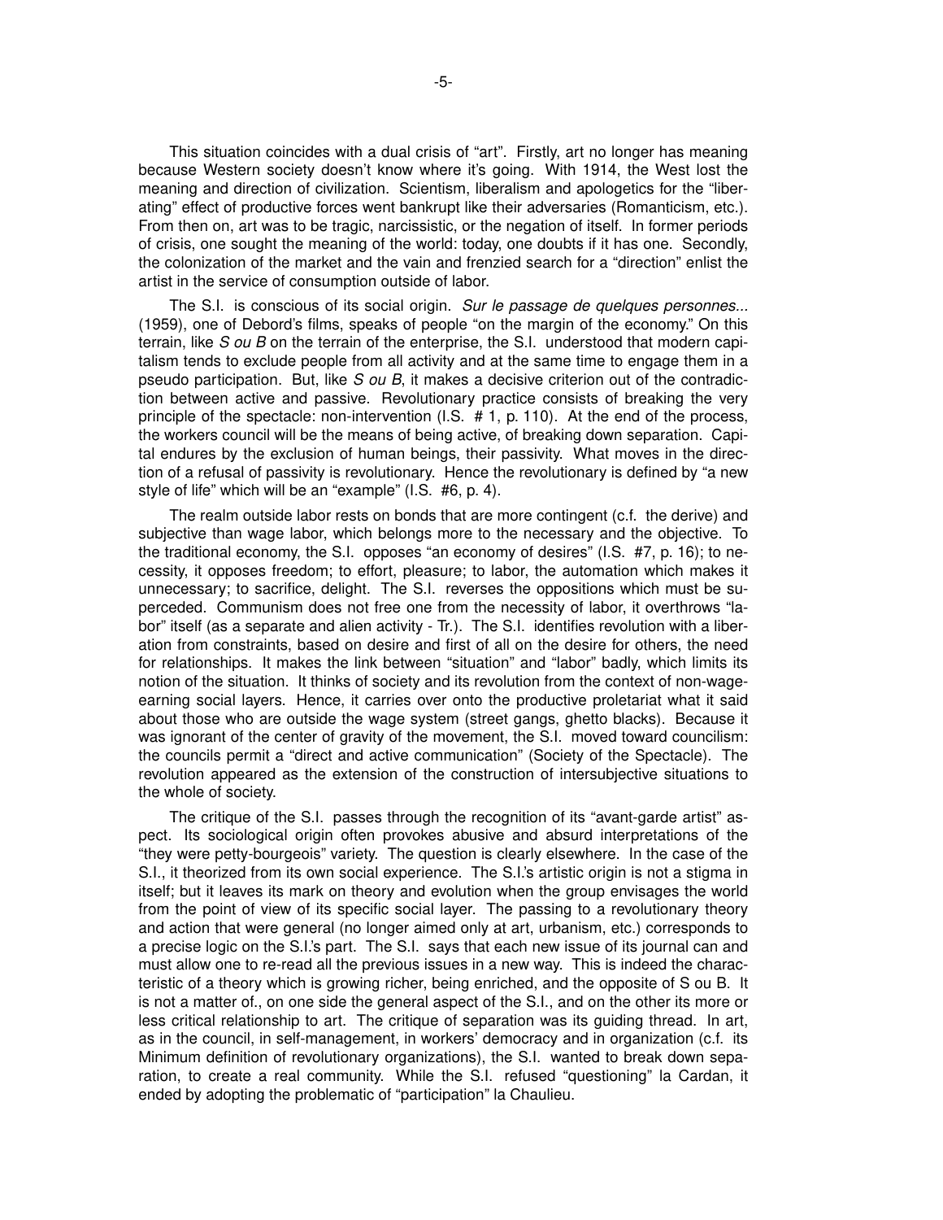This situation coincides with a dual crisis of "art". Firstly, art no longer has meaning because Western society doesn't know where it's going. With 1914, the West lost the meaning and direction of civilization. Scientism, liberalism and apologetics for the "liberating" effect of productive forces went bankrupt like their adversaries (Romanticism, etc.). From then on, art was to be tragic, narcissistic, or the negation of itself. In former periods of crisis, one sought the meaning of the world: today, one doubts if it has one. Secondly, the colonization of the market and the vain and frenzied search for a "direction" enlist the artist in the service of consumption outside of labor.

The S.I. is conscious of its social origin. *Sur le passage de quelques personnes...* (1959), one of Debord's films, speaks of people "on the margin of the economy." On this terrain, like *S ou B* on the terrain of the enterprise, the S.I. understood that modern capitalism tends to exclude people from all activity and at the same time to engage them in a pseudo participation. But, like *S ou B*, it makes a decisive criterion out of the contradiction between active and passive. Revolutionary practice consists of breaking the very principle of the spectacle: non-intervention (I.S. # 1, p. 110). At the end of the process, the workers council will be the means of being active, of breaking down separation. Capital endures by the exclusion of human beings, their passivity. What moves in the direction of a refusal of passivity is revolutionary. Hence the revolutionary is defined by "a new style of life" which will be an "example" (I.S. #6, p. 4).

The realm outside labor rests on bonds that are more contingent (c.f. the derive) and subjective than wage labor, which belongs more to the necessary and the objective. To the traditional economy, the S.I. opposes "an economy of desires" (I.S. #7, p. 16); to necessity, it opposes freedom; to effort, pleasure; to labor, the automation which makes it unnecessary; to sacrifice, delight. The S.I. reverses the oppositions which must be superceded. Communism does not free one from the necessity of labor, it overthrows "labor" itself (as a separate and alien activity - Tr.). The S.I. identifies revolution with a liberation from constraints, based on desire and first of all on the desire for others, the need for relationships. It makes the link between "situation" and "labor" badly, which limits its notion of the situation. It thinks of society and its revolution from the context of non-wage-earning social layers. Hence, it carries over onto the productive proletariat what it said about those who are outside the wage system (street gangs, ghetto blacks). Because it was ignorant of the center of gravity of the movement, the S.I. moved toward councilism: the councils permit a "direct and active communication" (Society of the Spectacle). The revolution appeared as the extension of the construction of intersubjective situations to the whole of society.

The critique of the S.I. passes through the recognition of its "avant-garde artist" aspect. Its sociological origin often provokes abusive and absurd interpretations of the "they were petty-bourgeois" variety. The question is clearly elsewhere. In the case of the S.I., it theorized from its own social experience. The S.I.'s artistic origin is not a stigma in itself; but it leaves its mark on theory and evolution when the group envisages the world from the point of view of its specific social layer. The passing to a revolutionary theory and action that were general (no longer aimed only at art, urbanism, etc.) corresponds to a precise logic on the S.I.'s part. The S.I. says that each new issue of its journal can and must allow one to re-read all the previous issues in a new way. This is indeed the characteristic of a theory which is growing richer, being enriched, and the opposite of S ou B. It is not a matter of., on one side the general aspect of the S.I., and on the other its more or less critical relationship to art. The critique of separation was its guiding thread. In art, as in the council, in self-management, in workers' democracy and in organization (c.f. its Minimum definition of revolutionary organizations), the S.I. wanted to break down separation, to create a real community. While the S.I. refused "questioning" la Cardan, it ended by adopting the problematic of "participation" la Chaulieu.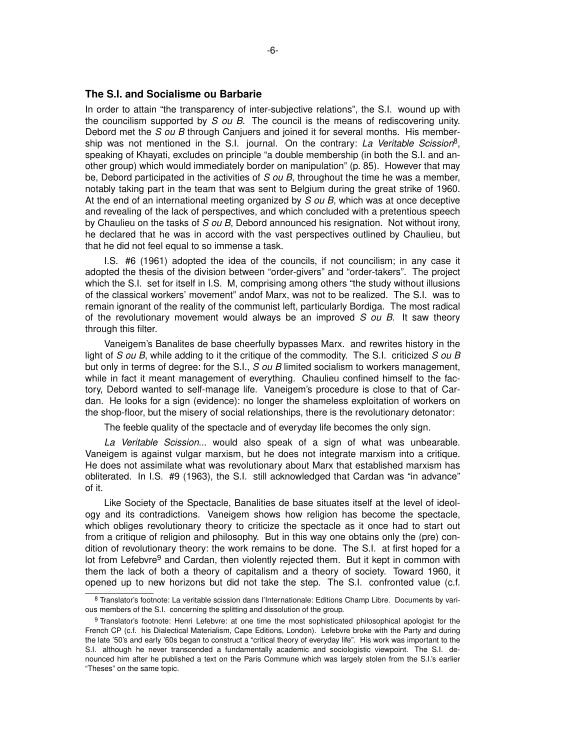## The S.I. and Socialisme ou Barbarie

In order to attain "the transparency of inter-subjective relations", the S.I. wound up with the councilism supported by *S ou B*. The council is the means of rediscovering unity. Debord met the *S ou B* through Canjuers and joined it for several months. His membership was not mentioned in the S.I. journal. On the contrary: *La Veritable Scission*[8], speaking of Khayati, excludes on principle "a double membership (in both the S.I. and another group) which would immediately border on manipulation" (p. 85). However that may be, Debord participated in the activities of *S ou B*, throughout the time he was a member, notably taking part in the team that was sent to Belgium during the great strike of 1960. At the end of an international meeting organized by *S ou B*, which was at once deceptive and revealing of the lack of perspectives, and which concluded with a pretentious speech by Chaulieu on the tasks of *S ou B*, Debord announced his resignation. Not without irony, he declared that he was in accord with the vast perspectives outlined by Chaulieu, but that he did not feel equal to so immense a task.

I.S. #6 (1961) adopted the idea of the councils, if not councilism; in any case it adopted the thesis of the division between "order-givers" and "order-takers". The project which the S.I. set for itself in I.S. M, comprising among others "the study without illusions of the classical workers' movement" andof Marx, was not to be realized. The S.I. was to remain ignorant of the reality of the communist left, particularly Bordiga. The most radical of the revolutionary movement would always be an improved *S ou B*. It saw theory through this filter.

Vaneigem's Banalites de base cheerfully bypasses Marx. and rewrites history in the light of *S ou B*, while adding to it the critique of the commodity. The S.I. criticized *S ou B* but only in terms of degree: for the S.I., *S ou B* limited socialism to workers management, while in fact it meant management of everything. Chaulieu confined himself to the factory, Debord wanted to self-manage life. Vaneigem's procedure is close to that of Cardan. He looks for a sign (evidence): no longer the shameless exploitation of workers on the shop-floor, but the misery of social relationships, there is the revolutionary detonator:

The feeble quality of the spectacle and of everyday life becomes the only sign.

*La Veritable Scission*... would also speak of a sign of what was unbearable. Vaneigem is against vulgar marxism, but he does not integrate marxism into a critique. He does not assimilate what was revolutionary about Marx that established marxism has obliterated. In I.S. #9 (1963), the S.I. still acknowledged that Cardan was "in advance" of it.

Like Society of the Spectacle, Banalities de base situates itself at the level of ideology and its contradictions. Vaneigem shows how religion has become the spectacle, which obliges revolutionary theory to criticize the spectacle as it once had to start out from a critique of religion and philosophy. But in this way one obtains only the (pre) condition of revolutionary theory: the work remains to be done. The S.I. at first hoped for a lot from Lefebvre[9] and Cardan, then violently rejected them. But it kept in common with them the lack of both a theory of capitalism and a theory of society. Toward 1960, it opened up to new horizons but did not take the step. The S.I. confronted value (c.f.

---

[8] Translator's footnote: La veritable scission dans l'Internationale: Editions Champ Libre. Documents by various members of the S.I. concerning the splitting and dissolution of the group.

[9] Translator's footnote: Henri Lefebvre: at one time the most sophisticated philosophical apologist for the French CP (c.f. his Dialectical Materialism, Cape Editions, London). Lefebvre broke with the Party and during the late '50's and early '60s began to construct a "critical theory of everyday life". His work was important to the S.I. although he never transcended a fundamentally academic and sociologistic viewpoint. The S.I. denounced him after he published a text on the Paris Commune which was largely stolen from the S.I.'s earlier "Theses" on the same topic.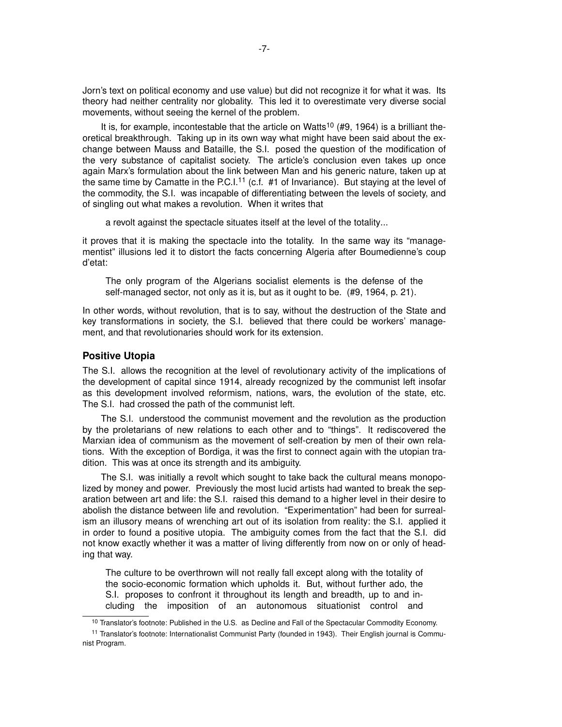Jorn's text on political economy and use value) but did not recognize it for what it was. Its theory had neither centrality nor globality. This led it to overestimate very diverse social movements, without seeing the kernel of the problem.

It is, for example, incontestable that the article on Watts[10] (#9, 1964) is a brilliant theoretical breakthrough. Taking up in its own way what might have been said about the exchange between Mauss and Bataille, the S.I. posed the question of the modification of the very substance of capitalist society. The article's conclusion even takes up once again Marx's formulation about the link between Man and his generic nature, taken up at the same time by Camatte in the P.C.I.[11] (c.f. #1 of Invariance). But staying at the level of the commodity, the S.I. was incapable of differentiating between the levels of society, and of singling out what makes a revolution. When it writes that

> a revolt against the spectacle situates itself at the level of the totality...

it proves that it is making the spectacle into the totality. In the same way its "managementist" illusions led it to distort the facts concerning Algeria after Boumedienne's coup d'etat:

> The only program of the Algerians socialist elements is the defense of the self-managed sector, not only as it is, but as it ought to be. (#9, 1964, p. 21).

In other words, without revolution, that is to say, without the destruction of the State and key transformations in society, the S.I. believed that there could be workers' management, and that revolutionaries should work for its extension.

## Positive Utopia

The S.I. allows the recognition at the level of revolutionary activity of the implications of the development of capital since 1914, already recognized by the communist left insofar as this development involved reformism, nations, wars, the evolution of the state, etc. The S.I. had crossed the path of the communist left.

The S.I. understood the communist movement and the revolution as the production by the proletarians of new relations to each other and to "things". It rediscovered the Marxian idea of communism as the movement of self-creation by men of their own relations. With the exception of Bordiga, it was the first to connect again with the utopian tradition. This was at once its strength and its ambiguity.

The S.I. was initially a revolt which sought to take back the cultural means monopolized by money and power. Previously the most lucid artists had wanted to break the separation between art and life: the S.I. raised this demand to a higher level in their desire to abolish the distance between life and revolution. "Experimentation" had been for surrealism an illusory means of wrenching art out of its isolation from reality: the S.I. applied it in order to found a positive utopia. The ambiguity comes from the fact that the S.I. did not know exactly whether it was a matter of living differently from now on or only of heading that way.

> The culture to be overthrown will not really fall except along with the totality of the socio-economic formation which upholds it. But, without further ado, the S.I. proposes to confront it throughout its length and breadth, up to and including the imposition of an autonomous situationist control and

---

[10] Translator's footnote: Published in the U.S. as Decline and Fall of the Spectacular Commodity Economy.

[11] Translator's footnote: Internationalist Communist Party (founded in 1943). Their English journal is Communist Program.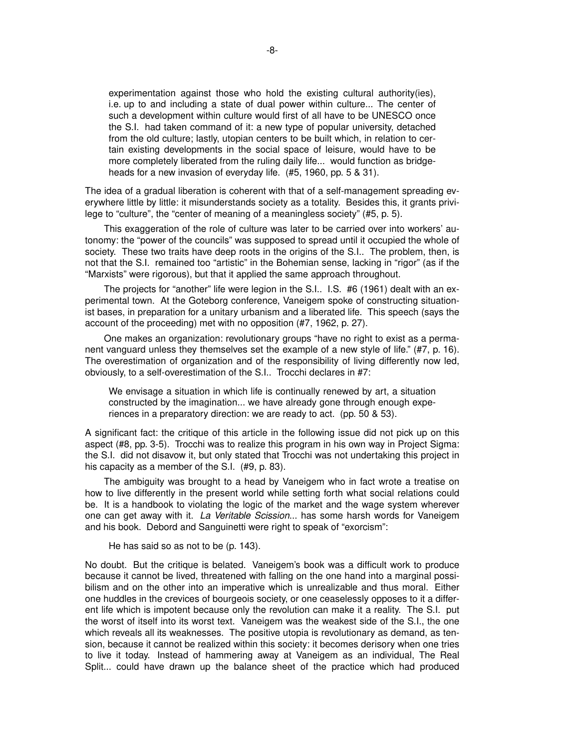> experimentation against those who hold the existing cultural authority(ies), i.e. up to and including a state of dual power within culture... The center of such a development within culture would first of all have to be UNESCO once the S.I. had taken command of it: a new type of popular university, detached from the old culture; lastly, utopian centers to be built which, in relation to certain existing developments in the social space of leisure, would have to be more completely liberated from the ruling daily life... would function as bridgeheads for a new invasion of everyday life. (#5, 1960, pp. 5 & 31).

The idea of a gradual liberation is coherent with that of a self-management spreading everywhere little by little: it misunderstands society as a totality. Besides this, it grants privilege to "culture", the "center of meaning of a meaningless society" (#5, p. 5).

This exaggeration of the role of culture was later to be carried over into workers' autonomy: the "power of the councils" was supposed to spread until it occupied the whole of society. These two traits have deep roots in the origins of the S.I.. The problem, then, is not that the S.I. remained too "artistic" in the Bohemian sense, lacking in "rigor" (as if the "Marxists" were rigorous), but that it applied the same approach throughout.

The projects for "another" life were legion in the S.I.. I.S. #6 (1961) dealt with an experimental town. At the Goteborg conference, Vaneigem spoke of constructing situationist bases, in preparation for a unitary urbanism and a liberated life. This speech (says the account of the proceeding) met with no opposition (#7, 1962, p. 27).

One makes an organization: revolutionary groups "have no right to exist as a permanent vanguard unless they themselves set the example of a new style of life." (#7, p. 16). The overestimation of organization and of the responsibility of living differently now led, obviously, to a self-overestimation of the S.I.. Trocchi declares in #7:

> We envisage a situation in which life is continually renewed by art, a situation constructed by the imagination... we have already gone through enough experiences in a preparatory direction: we are ready to act. (pp. 50 & 53).

A significant fact: the critique of this article in the following issue did not pick up on this aspect (#8, pp. 3-5). Trocchi was to realize this program in his own way in Project Sigma: the S.I. did not disavow it, but only stated that Trocchi was not undertaking this project in his capacity as a member of the S.I. (#9, p. 83).

The ambiguity was brought to a head by Vaneigem who in fact wrote a treatise on how to live differently in the present world while setting forth what social relations could be. It is a handbook to violating the logic of the market and the wage system wherever one can get away with it. *La Veritable Scission*... has some harsh words for Vaneigem and his book. Debord and Sanguinetti were right to speak of "exorcism":

> He has said so as not to be (p. 143).

No doubt. But the critique is belated. Vaneigem's book was a difficult work to produce because it cannot be lived, threatened with falling on the one hand into a marginal possibilism and on the other into an imperative which is unrealizable and thus moral. Either one huddles in the crevices of bourgeois society, or one ceaselessly opposes to it a different life which is impotent because only the revolution can make it a reality. The S.I. put the worst of itself into its worst text. Vaneigem was the weakest side of the S.I., the one which reveals all its weaknesses. The positive utopia is revolutionary as demand, as tension, because it cannot be realized within this society: it becomes derisory when one tries to live it today. Instead of hammering away at Vaneigem as an individual, The Real Split... could have drawn up the balance sheet of the practice which had produced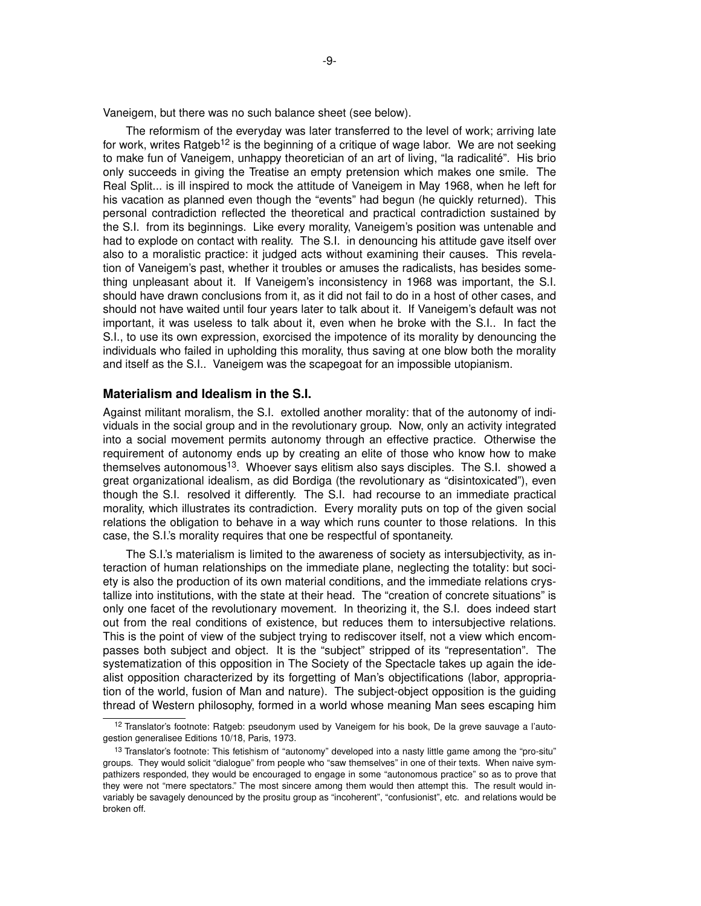Vaneigem, but there was no such balance sheet (see below).

The reformism of the everyday was later transferred to the level of work; arriving late for work, writes Ratgeb[12] is the beginning of a critique of wage labor. We are not seeking to make fun of Vaneigem, unhappy theoretician of an art of living, "la radicalité". His brio only succeeds in giving the Treatise an empty pretension which makes one smile. The Real Split... is ill inspired to mock the attitude of Vaneigem in May 1968, when he left for his vacation as planned even though the "events" had begun (he quickly returned). This personal contradiction reflected the theoretical and practical contradiction sustained by the S.I. from its beginnings. Like every morality, Vaneigem's position was untenable and had to explode on contact with reality. The S.I. in denouncing his attitude gave itself over also to a moralistic practice: it judged acts without examining their causes. This revelation of Vaneigem's past, whether it troubles or amuses the radicalists, has besides something unpleasant about it. If Vaneigem's inconsistency in 1968 was important, the S.I. should have drawn conclusions from it, as it did not fail to do in a host of other cases, and should not have waited until four years later to talk about it. If Vaneigem's default was not important, it was useless to talk about it, even when he broke with the S.I.. In fact the S.I., to use its own expression, exorcised the impotence of its morality by denouncing the individuals who failed in upholding this morality, thus saving at one blow both the morality and itself as the S.I.. Vaneigem was the scapegoat for an impossible utopianism.

### Materialism and Idealism in the S.I.

Against militant moralism, the S.I. extolled another morality: that of the autonomy of individuals in the social group and in the revolutionary group. Now, only an activity integrated into a social movement permits autonomy through an effective practice. Otherwise the requirement of autonomy ends up by creating an elite of those who know how to make themselves autonomous[13]. Whoever says elitism also says disciples. The S.I. showed a great organizational idealism, as did Bordiga (the revolutionary as "disintoxicated"), even though the S.I. resolved it differently. The S.I. had recourse to an immediate practical morality, which illustrates its contradiction. Every morality puts on top of the given social relations the obligation to behave in a way which runs counter to those relations. In this case, the S.I.'s morality requires that one be respectful of spontaneity.

The S.I.'s materialism is limited to the awareness of society as intersubjectivity, as interaction of human relationships on the immediate plane, neglecting the totality: but society is also the production of its own material conditions, and the immediate relations crystallize into institutions, with the state at their head. The "creation of concrete situations" is only one facet of the revolutionary movement. In theorizing it, the S.I. does indeed start out from the real conditions of existence, but reduces them to intersubjective relations. This is the point of view of the subject trying to rediscover itself, not a view which encompasses both subject and object. It is the "subject" stripped of its "representation". The systematization of this opposition in The Society of the Spectacle takes up again the idealist opposition characterized by its forgetting of Man's objectifications (labor, appropriation of the world, fusion of Man and nature). The subject-object opposition is the guiding thread of Western philosophy, formed in a world whose meaning Man sees escaping him

---

[12] Translator's footnote: Ratgeb: pseudonym used by Vaneigem for his book, De la greve sauvage a l'autogestion generalisee Editions 10/18, Paris, 1973.

[13] Translator's footnote: This fetishism of "autonomy" developed into a nasty little game among the "pro-situ" groups. They would solicit "dialogue" from people who "saw themselves" in one of their texts. When naive sympathizers responded, they would be encouraged to engage in some "autonomous practice" so as to prove that they were not "mere spectators." The most sincere among them would then attempt this. The result would invariably be savagely denounced by the prositu group as "incoherent", "confusionist", etc. and relations would be broken off.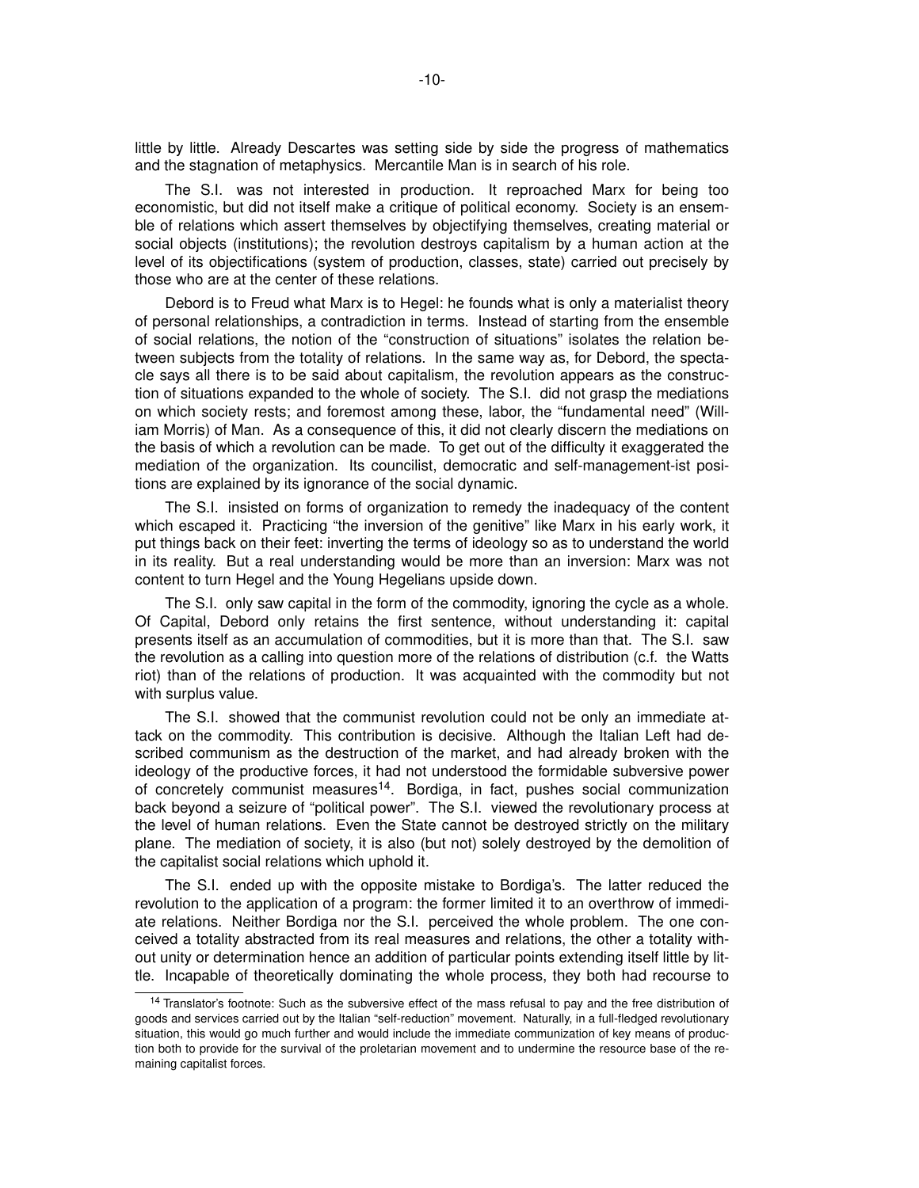little by little. Already Descartes was setting side by side the progress of mathematics and the stagnation of metaphysics. Mercantile Man is in search of his role.

The S.I. was not interested in production. It reproached Marx for being too economistic, but did not itself make a critique of political economy. Society is an ensemble of relations which assert themselves by objectifying themselves, creating material or social objects (institutions); the revolution destroys capitalism by a human action at the level of its objectifications (system of production, classes, state) carried out precisely by those who are at the center of these relations.

Debord is to Freud what Marx is to Hegel: he founds what is only a materialist theory of personal relationships, a contradiction in terms. Instead of starting from the ensemble of social relations, the notion of the "construction of situations" isolates the relation between subjects from the totality of relations. In the same way as, for Debord, the spectacle says all there is to be said about capitalism, the revolution appears as the construction of situations expanded to the whole of society. The S.I. did not grasp the mediations on which society rests; and foremost among these, labor, the "fundamental need" (William Morris) of Man. As a consequence of this, it did not clearly discern the mediations on the basis of which a revolution can be made. To get out of the difficulty it exaggerated the mediation of the organization. Its councilist, democratic and self-management-ist positions are explained by its ignorance of the social dynamic.

The S.I. insisted on forms of organization to remedy the inadequacy of the content which escaped it. Practicing "the inversion of the genitive" like Marx in his early work, it put things back on their feet: inverting the terms of ideology so as to understand the world in its reality. But a real understanding would be more than an inversion: Marx was not content to turn Hegel and the Young Hegelians upside down.

The S.I. only saw capital in the form of the commodity, ignoring the cycle as a whole. Of Capital, Debord only retains the first sentence, without understanding it: capital presents itself as an accumulation of commodities, but it is more than that. The S.I. saw the revolution as a calling into question more of the relations of distribution (c.f. the Watts riot) than of the relations of production. It was acquainted with the commodity but not with surplus value.

The S.I. showed that the communist revolution could not be only an immediate attack on the commodity. This contribution is decisive. Although the Italian Left had described communism as the destruction of the market, and had already broken with the ideology of the productive forces, it had not understood the formidable subversive power of concretely communist measures[14]. Bordiga, in fact, pushes social communization back beyond a seizure of "political power". The S.I. viewed the revolutionary process at the level of human relations. Even the State cannot be destroyed strictly on the military plane. The mediation of society, it is also (but not) solely destroyed by the demolition of the capitalist social relations which uphold it.

The S.I. ended up with the opposite mistake to Bordiga's. The latter reduced the revolution to the application of a program: the former limited it to an overthrow of immediate relations. Neither Bordiga nor the S.I. perceived the whole problem. The one conceived a totality abstracted from its real measures and relations, the other a totality without unity or determination hence an addition of particular points extending itself little by little. Incapable of theoretically dominating the whole process, they both had recourse to

[14] Translator's footnote: Such as the subversive effect of the mass refusal to pay and the free distribution of goods and services carried out by the Italian "self-reduction" movement. Naturally, in a full-fledged revolutionary situation, this would go much further and would include the immediate communization of key means of production both to provide for the survival of the proletarian movement and to undermine the resource base of the remaining capitalist forces.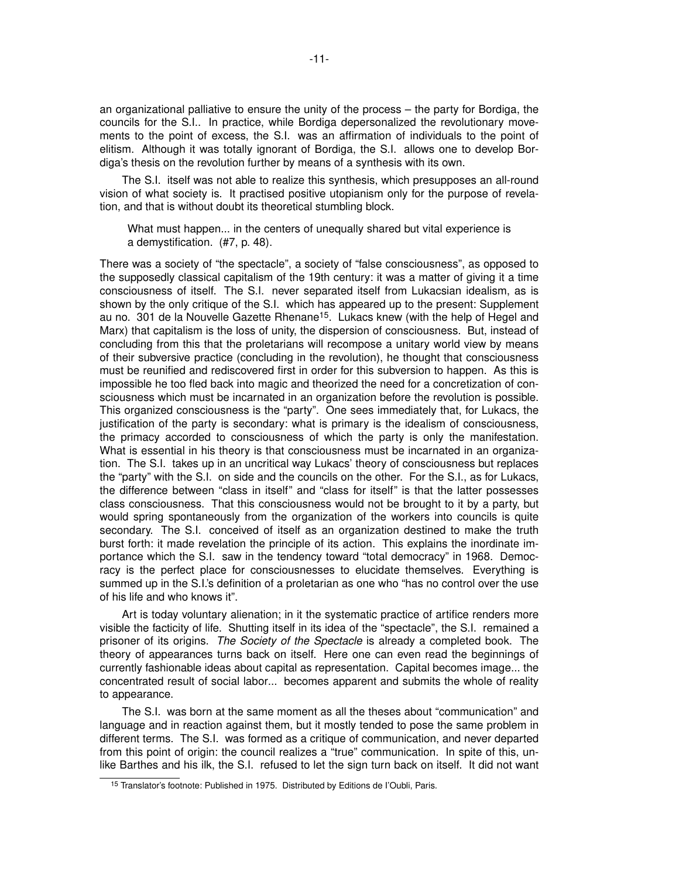an organizational palliative to ensure the unity of the process – the party for Bordiga, the councils for the S.I.. In practice, while Bordiga depersonalized the revolutionary movements to the point of excess, the S.I. was an affirmation of individuals to the point of elitism. Although it was totally ignorant of Bordiga, the S.I. allows one to develop Bordiga's thesis on the revolution further by means of a synthesis with its own.

The S.I. itself was not able to realize this synthesis, which presupposes an all-round vision of what society is. It practised positive utopianism only for the purpose of revelation, and that is without doubt its theoretical stumbling block.

> What must happen... in the centers of unequally shared but vital experience is a demystification. (#7, p. 48).

There was a society of "the spectacle", a society of "false consciousness", as opposed to the supposedly classical capitalism of the 19th century: it was a matter of giving it a time consciousness of itself. The S.I. never separated itself from Lukacsian idealism, as is shown by the only critique of the S.I. which has appeared up to the present: Supplement au no. 301 de la Nouvelle Gazette Rhenane[15]. Lukacs knew (with the help of Hegel and Marx) that capitalism is the loss of unity, the dispersion of consciousness. But, instead of concluding from this that the proletarians will recompose a unitary world view by means of their subversive practice (concluding in the revolution), he thought that consciousness must be reunified and rediscovered first in order for this subversion to happen. As this is impossible he too fled back into magic and theorized the need for a concretization of consciousness which must be incarnated in an organization before the revolution is possible. This organized consciousness is the "party". One sees immediately that, for Lukacs, the justification of the party is secondary: what is primary is the idealism of consciousness, the primacy accorded to consciousness of which the party is only the manifestation. What is essential in his theory is that consciousness must be incarnated in an organization. The S.I. takes up in an uncritical way Lukacs' theory of consciousness but replaces the "party" with the S.I. on side and the councils on the other. For the S.I., as for Lukacs, the difference between "class in itself" and "class for itself" is that the latter possesses class consciousness. That this consciousness would not be brought to it by a party, but would spring spontaneously from the organization of the workers into councils is quite secondary. The S.I. conceived of itself as an organization destined to make the truth burst forth: it made revelation the principle of its action. This explains the inordinate importance which the S.I. saw in the tendency toward "total democracy" in 1968. Democracy is the perfect place for consciousnesses to elucidate themselves. Everything is summed up in the S.I.'s definition of a proletarian as one who "has no control over the use of his life and who knows it".

Art is today voluntary alienation; in it the systematic practice of artifice renders more visible the facticity of life. Shutting itself in its idea of the "spectacle", the S.I. remained a prisoner of its origins. *The Society of the Spectacle* is already a completed book. The theory of appearances turns back on itself. Here one can even read the beginnings of currently fashionable ideas about capital as representation. Capital becomes image... the concentrated result of social labor... becomes apparent and submits the whole of reality to appearance.

The S.I. was born at the same moment as all the theses about "communication" and language and in reaction against them, but it mostly tended to pose the same problem in different terms. The S.I. was formed as a critique of communication, and never departed from this point of origin: the council realizes a "true" communication. In spite of this, unlike Barthes and his ilk, the S.I. refused to let the sign turn back on itself. It did not want

[15] Translator's footnote: Published in 1975. Distributed by Editions de l'Oubli, Paris.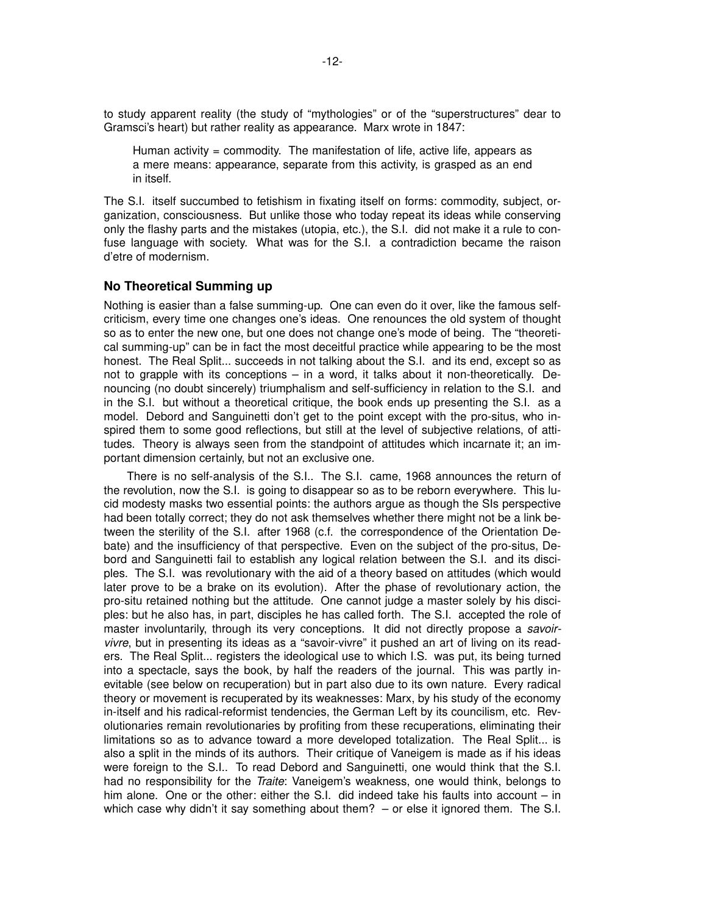to study apparent reality (the study of "mythologies" or of the "superstructures" dear to Gramsci's heart) but rather reality as appearance. Marx wrote in 1847:

> Human activity = commodity. The manifestation of life, active life, appears as a mere means: appearance, separate from this activity, is grasped as an end in itself.

The S.I. itself succumbed to fetishism in fixating itself on forms: commodity, subject, organization, consciousness. But unlike those who today repeat its ideas while conserving only the flashy parts and the mistakes (utopia, etc.), the S.I. did not make it a rule to confuse language with society. What was for the S.I. a contradiction became the raison d'etre of modernism.

### No Theoretical Summing up

Nothing is easier than a false summing-up. One can even do it over, like the famous self-criticism, every time one changes one's ideas. One renounces the old system of thought so as to enter the new one, but one does not change one's mode of being. The "theoretical summing-up" can be in fact the most deceitful practice while appearing to be the most honest. The Real Split... succeeds in not talking about the S.I. and its end, except so as not to grapple with its conceptions – in a word, it talks about it non-theoretically. Denouncing (no doubt sincerely) triumphalism and self-sufficiency in relation to the S.I. and in the S.I. but without a theoretical critique, the book ends up presenting the S.I. as a model. Debord and Sanguinetti don't get to the point except with the pro-situs, who inspired them to some good reflections, but still at the level of subjective relations, of attitudes. Theory is always seen from the standpoint of attitudes which incarnate it; an important dimension certainly, but not an exclusive one.

There is no self-analysis of the S.I.. The S.I. came, 1968 announces the return of the revolution, now the S.I. is going to disappear so as to be reborn everywhere. This lucid modesty masks two essential points: the authors argue as though the SIs perspective had been totally correct; they do not ask themselves whether there might not be a link between the sterility of the S.I. after 1968 (c.f. the correspondence of the Orientation Debate) and the insufficiency of that perspective. Even on the subject of the pro-situs, Debord and Sanguinetti fail to establish any logical relation between the S.I. and its disciples. The S.I. was revolutionary with the aid of a theory based on attitudes (which would later prove to be a brake on its evolution). After the phase of revolutionary action, the pro-situ retained nothing but the attitude. One cannot judge a master solely by his disciples: but he also has, in part, disciples he has called forth. The S.I. accepted the role of master involuntarily, through its very conceptions. It did not directly propose a *savoir-vivre*, but in presenting its ideas as a "savoir-vivre" it pushed an art of living on its readers. The Real Split... registers the ideological use to which I.S. was put, its being turned into a spectacle, says the book, by half the readers of the journal. This was partly inevitable (see below on recuperation) but in part also due to its own nature. Every radical theory or movement is recuperated by its weaknesses: Marx, by his study of the economy in-itself and his radical-reformist tendencies, the German Left by its councilism, etc. Revolutionaries remain revolutionaries by profiting from these recuperations, eliminating their limitations so as to advance toward a more developed totalization. The Real Split... is also a split in the minds of its authors. Their critique of Vaneigem is made as if his ideas were foreign to the S.I.. To read Debord and Sanguinetti, one would think that the S.I. had no responsibility for the *Traite*: Vaneigem's weakness, one would think, belongs to him alone. One or the other: either the S.I. did indeed take his faults into account – in which case why didn't it say something about them? – or else it ignored them. The S.I.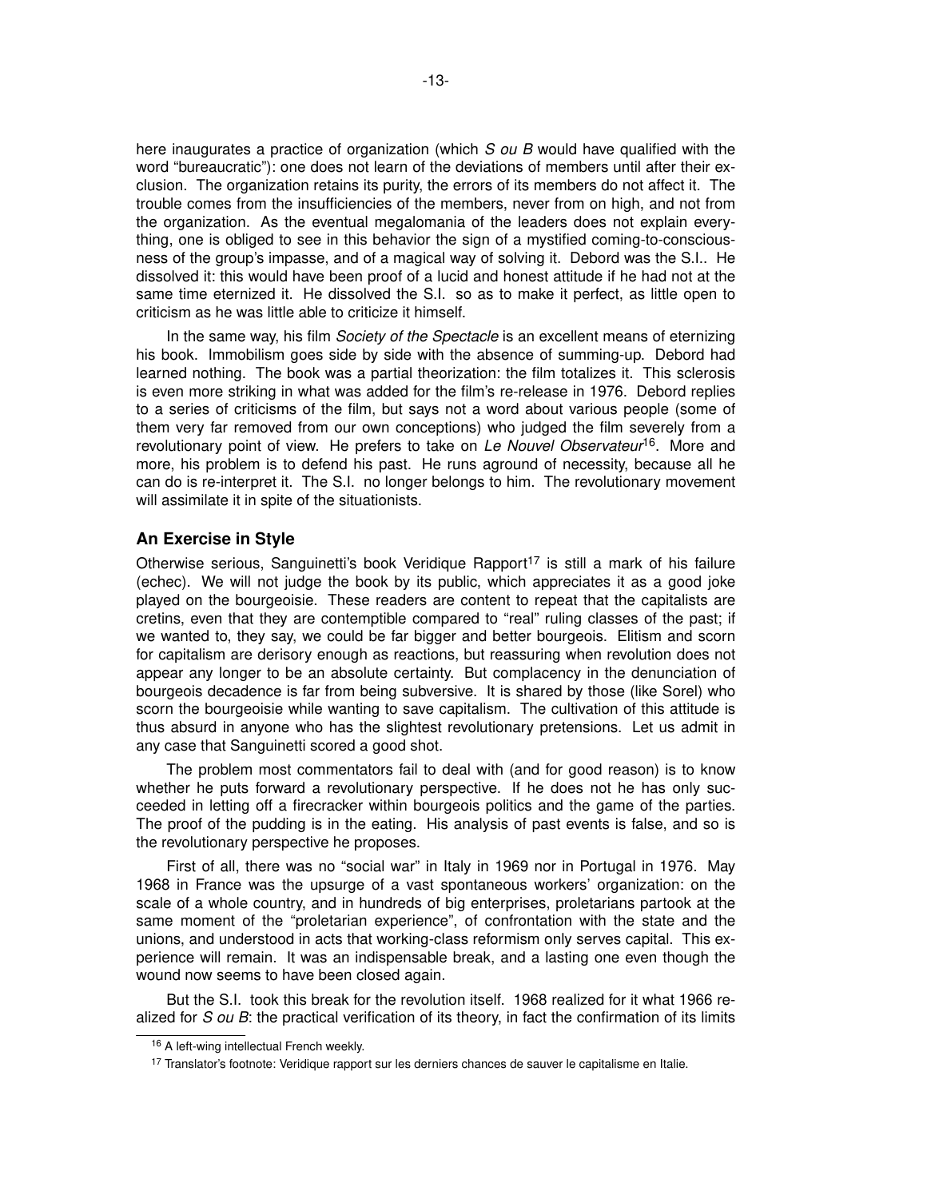here inaugurates a practice of organization (which *S ou B* would have qualified with the word "bureaucratic"): one does not learn of the deviations of members until after their exclusion. The organization retains its purity, the errors of its members do not affect it. The trouble comes from the insufficiencies of the members, never from on high, and not from the organization. As the eventual megalomania of the leaders does not explain everything, one is obliged to see in this behavior the sign of a mystified coming-to-consciousness of the group's impasse, and of a magical way of solving it. Debord was the S.I.. He dissolved it: this would have been proof of a lucid and honest attitude if he had not at the same time eternized it. He dissolved the S.I. so as to make it perfect, as little open to criticism as he was little able to criticize it himself.

In the same way, his film *Society of the Spectacle* is an excellent means of eternizing his book. Immobilism goes side by side with the absence of summing-up. Debord had learned nothing. The book was a partial theorization: the film totalizes it. This sclerosis is even more striking in what was added for the film's re-release in 1976. Debord replies to a series of criticisms of the film, but says not a word about various people (some of them very far removed from our own conceptions) who judged the film severely from a revolutionary point of view. He prefers to take on *Le Nouvel Observateur*[16]. More and more, his problem is to defend his past. He runs aground of necessity, because all he can do is re-interpret it. The S.I. no longer belongs to him. The revolutionary movement will assimilate it in spite of the situationists.

### An Exercise in Style

Otherwise serious, Sanguinetti's book Veridique Rapport[17] is still a mark of his failure (echec). We will not judge the book by its public, which appreciates it as a good joke played on the bourgeoisie. These readers are content to repeat that the capitalists are cretins, even that they are contemptible compared to "real" ruling classes of the past; if we wanted to, they say, we could be far bigger and better bourgeois. Elitism and scorn for capitalism are derisory enough as reactions, but reassuring when revolution does not appear any longer to be an absolute certainty. But complacency in the denunciation of bourgeois decadence is far from being subversive. It is shared by those (like Sorel) who scorn the bourgeoisie while wanting to save capitalism. The cultivation of this attitude is thus absurd in anyone who has the slightest revolutionary pretensions. Let us admit in any case that Sanguinetti scored a good shot.

The problem most commentators fail to deal with (and for good reason) is to know whether he puts forward a revolutionary perspective. If he does not he has only succeeded in letting off a firecracker within bourgeois politics and the game of the parties. The proof of the pudding is in the eating. His analysis of past events is false, and so is the revolutionary perspective he proposes.

First of all, there was no "social war" in Italy in 1969 nor in Portugal in 1976. May 1968 in France was the upsurge of a vast spontaneous workers' organization: on the scale of a whole country, and in hundreds of big enterprises, proletarians partook at the same moment of the "proletarian experience", of confrontation with the state and the unions, and understood in acts that working-class reformism only serves capital. This experience will remain. It was an indispensable break, and a lasting one even though the wound now seems to have been closed again.

But the S.I. took this break for the revolution itself. 1968 realized for it what 1966 realized for *S ou B*: the practical verification of its theory, in fact the confirmation of its limits

---

[16] A left-wing intellectual French weekly.

[17] Translator's footnote: Veridique rapport sur les derniers chances de sauver le capitalisme en Italie.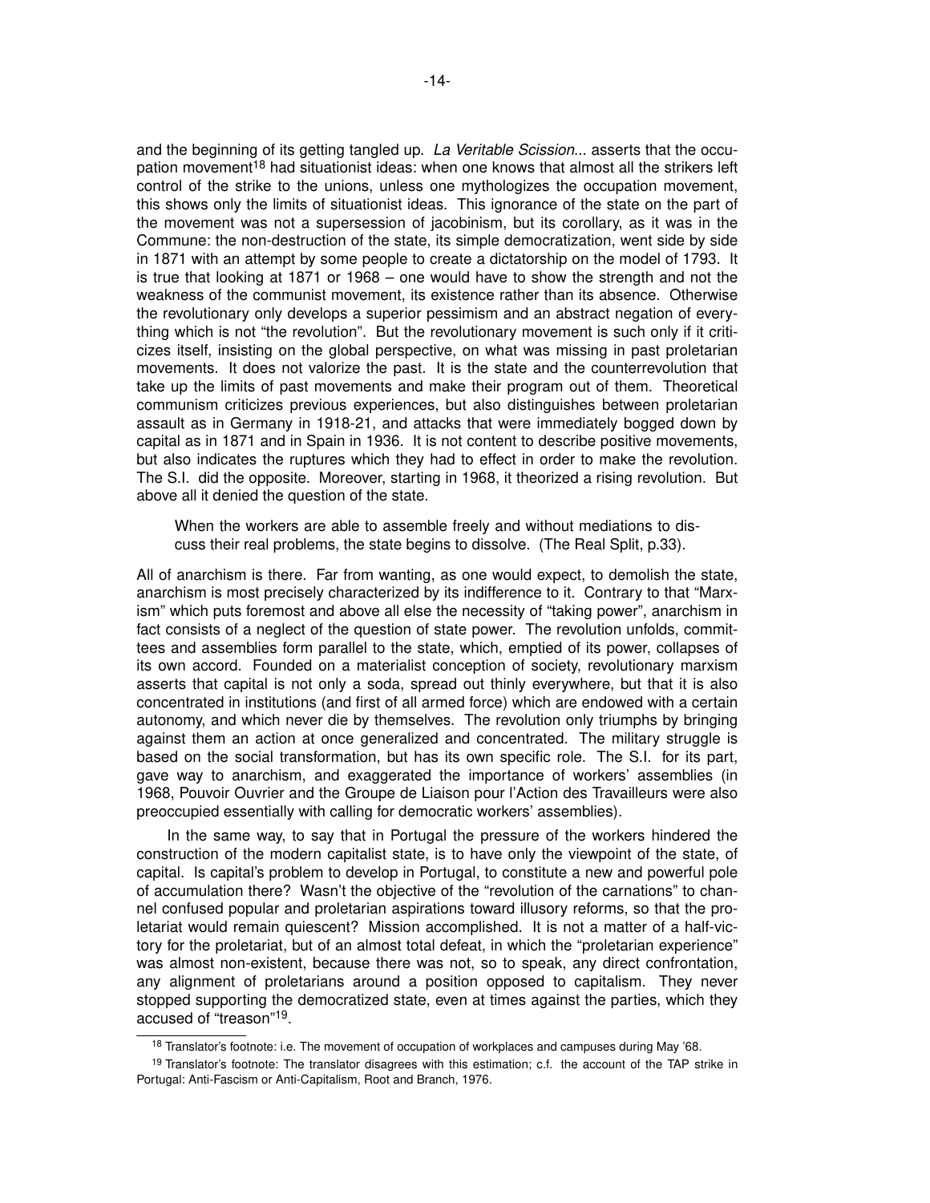and the beginning of its getting tangled up. *La Veritable Scission*... asserts that the occupation movement[18] had situationist ideas: when one knows that almost all the strikers left control of the strike to the unions, unless one mythologizes the occupation movement, this shows only the limits of situationist ideas. This ignorance of the state on the part of the movement was not a supersession of jacobinism, but its corollary, as it was in the Commune: the non-destruction of the state, its simple democratization, went side by side in 1871 with an attempt by some people to create a dictatorship on the model of 1793. It is true that looking at 1871 or 1968 – one would have to show the strength and not the weakness of the communist movement, its existence rather than its absence. Otherwise the revolutionary only develops a superior pessimism and an abstract negation of everything which is not "the revolution". But the revolutionary movement is such only if it criticizes itself, insisting on the global perspective, on what was missing in past proletarian movements. It does not valorize the past. It is the state and the counterrevolution that take up the limits of past movements and make their program out of them. Theoretical communism criticizes previous experiences, but also distinguishes between proletarian assault as in Germany in 1918-21, and attacks that were immediately bogged down by capital as in 1871 and in Spain in 1936. It is not content to describe positive movements, but also indicates the ruptures which they had to effect in order to make the revolution. The S.I. did the opposite. Moreover, starting in 1968, it theorized a rising revolution. But above all it denied the question of the state.

> When the workers are able to assemble freely and without mediations to discuss their real problems, the state begins to dissolve. (The Real Split, p.33).

All of anarchism is there. Far from wanting, as one would expect, to demolish the state, anarchism is most precisely characterized by its indifference to it. Contrary to that "Marxism" which puts foremost and above all else the necessity of "taking power", anarchism in fact consists of a neglect of the question of state power. The revolution unfolds, committees and assemblies form parallel to the state, which, emptied of its power, collapses of its own accord. Founded on a materialist conception of society, revolutionary marxism asserts that capital is not only a soda, spread out thinly everywhere, but that it is also concentrated in institutions (and first of all armed force) which are endowed with a certain autonomy, and which never die by themselves. The revolution only triumphs by bringing against them an action at once generalized and concentrated. The military struggle is based on the social transformation, but has its own specific role. The S.I. for its part, gave way to anarchism, and exaggerated the importance of workers' assemblies (in 1968, Pouvoir Ouvrier and the Groupe de Liaison pour l'Action des Travailleurs were also preoccupied essentially with calling for democratic workers' assemblies).

In the same way, to say that in Portugal the pressure of the workers hindered the construction of the modern capitalist state, is to have only the viewpoint of the state, of capital. Is capital's problem to develop in Portugal, to constitute a new and powerful pole of accumulation there? Wasn't the objective of the "revolution of the carnations" to channel confused popular and proletarian aspirations toward illusory reforms, so that the proletariat would remain quiescent? Mission accomplished. It is not a matter of a half-victory for the proletariat, but of an almost total defeat, in which the "proletarian experience" was almost non-existent, because there was not, so to speak, any direct confrontation, any alignment of proletarians around a position opposed to capitalism. They never stopped supporting the democratized state, even at times against the parties, which they accused of "treason"[19].

---

[18] Translator's footnote: i.e. The movement of occupation of workplaces and campuses during May '68.

[19] Translator's footnote: The translator disagrees with this estimation; c.f. the account of the TAP strike in Portugal: Anti-Fascism or Anti-Capitalism, Root and Branch, 1976.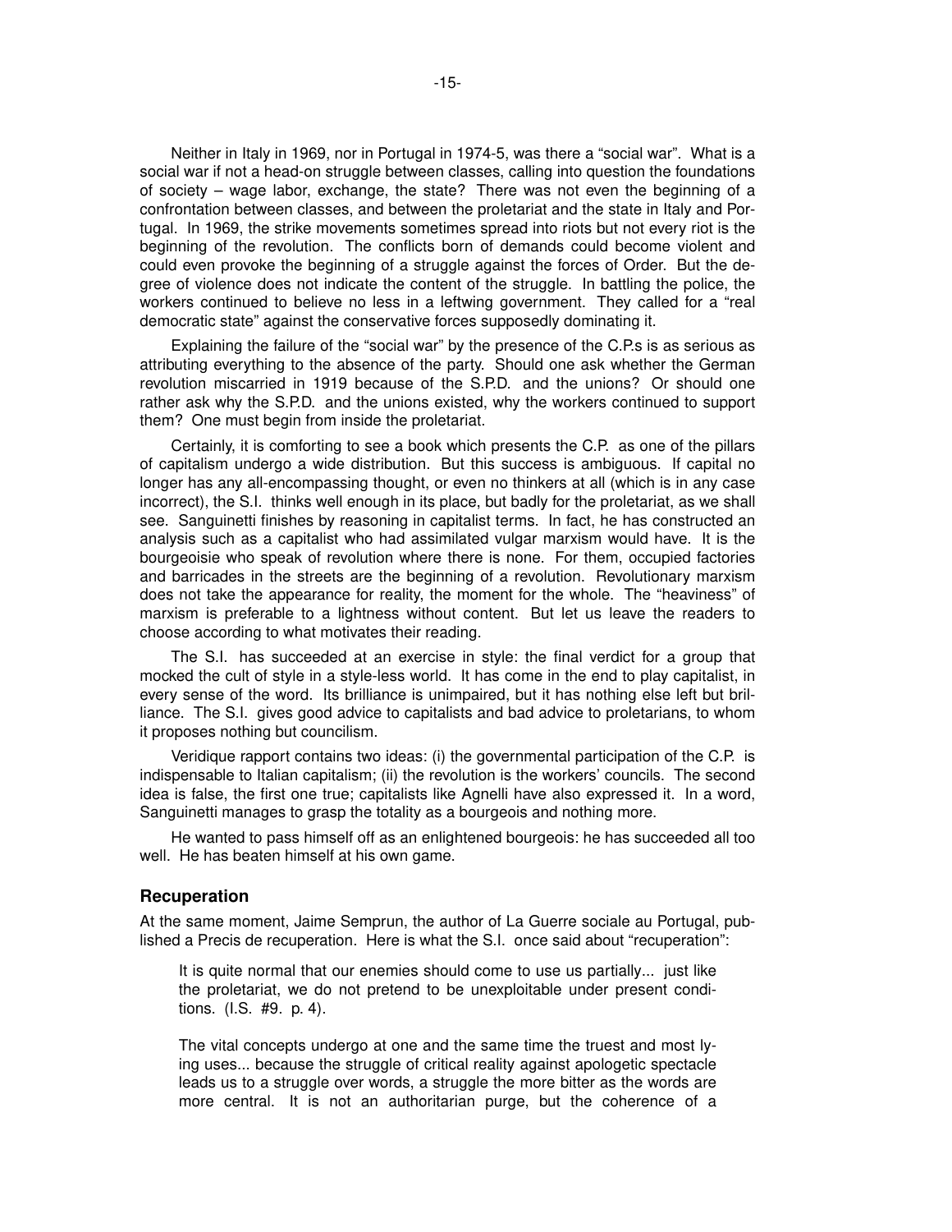Neither in Italy in 1969, nor in Portugal in 1974-5, was there a "social war". What is a social war if not a head-on struggle between classes, calling into question the foundations of society – wage labor, exchange, the state? There was not even the beginning of a confrontation between classes, and between the proletariat and the state in Italy and Portugal. In 1969, the strike movements sometimes spread into riots but not every riot is the beginning of the revolution. The conflicts born of demands could become violent and could even provoke the beginning of a struggle against the forces of Order. But the degree of violence does not indicate the content of the struggle. In battling the police, the workers continued to believe no less in a leftwing government. They called for a "real democratic state" against the conservative forces supposedly dominating it.

Explaining the failure of the "social war" by the presence of the C.P.s is as serious as attributing everything to the absence of the party. Should one ask whether the German revolution miscarried in 1919 because of the S.P.D. and the unions? Or should one rather ask why the S.P.D. and the unions existed, why the workers continued to support them? One must begin from inside the proletariat.

Certainly, it is comforting to see a book which presents the C.P. as one of the pillars of capitalism undergo a wide distribution. But this success is ambiguous. If capital no longer has any all-encompassing thought, or even no thinkers at all (which is in any case incorrect), the S.I. thinks well enough in its place, but badly for the proletariat, as we shall see. Sanguinetti finishes by reasoning in capitalist terms. In fact, he has constructed an analysis such as a capitalist who had assimilated vulgar marxism would have. It is the bourgeoisie who speak of revolution where there is none. For them, occupied factories and barricades in the streets are the beginning of a revolution. Revolutionary marxism does not take the appearance for reality, the moment for the whole. The "heaviness" of marxism is preferable to a lightness without content. But let us leave the readers to choose according to what motivates their reading.

The S.I. has succeeded at an exercise in style: the final verdict for a group that mocked the cult of style in a style-less world. It has come in the end to play capitalist, in every sense of the word. Its brilliance is unimpaired, but it has nothing else left but brilliance. The S.I. gives good advice to capitalists and bad advice to proletarians, to whom it proposes nothing but councilism.

Veridique rapport contains two ideas: (i) the governmental participation of the C.P. is indispensable to Italian capitalism; (ii) the revolution is the workers' councils. The second idea is false, the first one true; capitalists like Agnelli have also expressed it. In a word, Sanguinetti manages to grasp the totality as a bourgeois and nothing more.

He wanted to pass himself off as an enlightened bourgeois: he has succeeded all too well. He has beaten himself at his own game.

### Recuperation

At the same moment, Jaime Semprun, the author of La Guerre sociale au Portugal, published a Precis de recuperation. Here is what the S.I. once said about "recuperation":

> It is quite normal that our enemies should come to use us partially... just like the proletariat, we do not pretend to be unexploitable under present conditions. (I.S. #9. p. 4).

> The vital concepts undergo at one and the same time the truest and most lying uses... because the struggle of critical reality against apologetic spectacle leads us to a struggle over words, a struggle the more bitter as the words are more central. It is not an authoritarian purge, but the coherence of a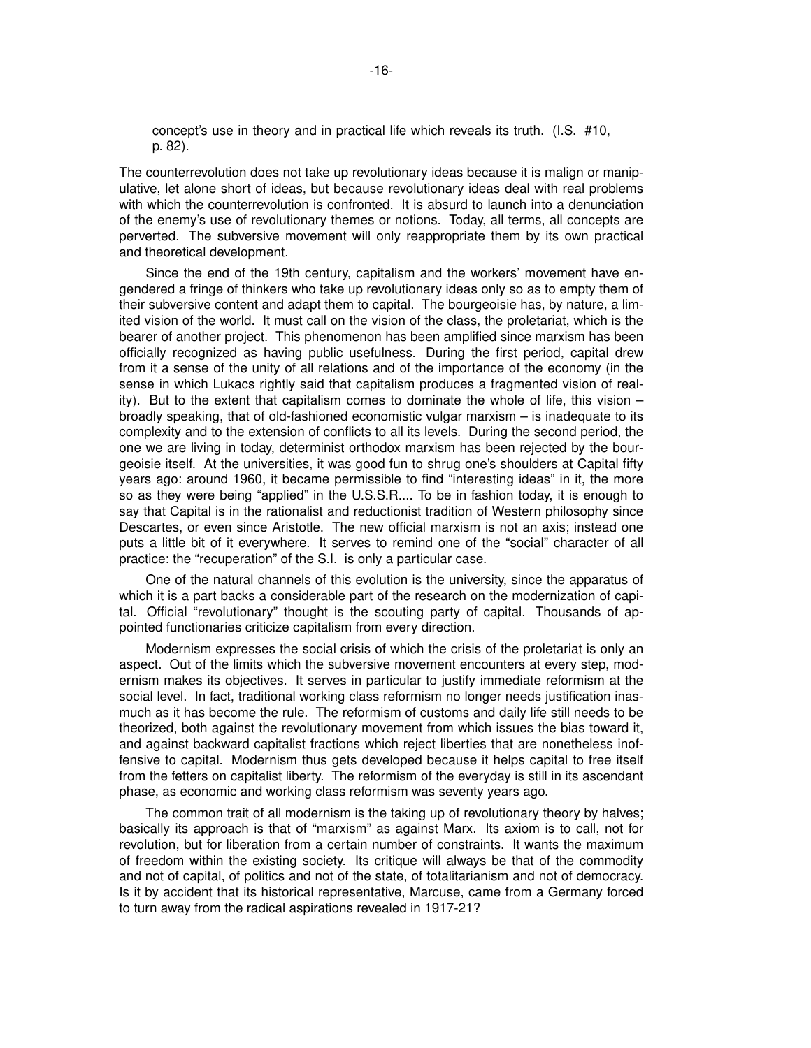> concept's use in theory and in practical life which reveals its truth. (I.S. #10, p. 82).

The counterrevolution does not take up revolutionary ideas because it is malign or manipulative, let alone short of ideas, but because revolutionary ideas deal with real problems with which the counterrevolution is confronted. It is absurd to launch into a denunciation of the enemy's use of revolutionary themes or notions. Today, all terms, all concepts are perverted. The subversive movement will only reappropriate them by its own practical and theoretical development.

Since the end of the 19th century, capitalism and the workers' movement have engendered a fringe of thinkers who take up revolutionary ideas only so as to empty them of their subversive content and adapt them to capital. The bourgeoisie has, by nature, a limited vision of the world. It must call on the vision of the class, the proletariat, which is the bearer of another project. This phenomenon has been amplified since marxism has been officially recognized as having public usefulness. During the first period, capital drew from it a sense of the unity of all relations and of the importance of the economy (in the sense in which Lukacs rightly said that capitalism produces a fragmented vision of reality). But to the extent that capitalism comes to dominate the whole of life, this vision – broadly speaking, that of old-fashioned economistic vulgar marxism – is inadequate to its complexity and to the extension of conflicts to all its levels. During the second period, the one we are living in today, determinist orthodox marxism has been rejected by the bourgeoisie itself. At the universities, it was good fun to shrug one's shoulders at Capital fifty years ago: around 1960, it became permissible to find "interesting ideas" in it, the more so as they were being "applied" in the U.S.S.R.... To be in fashion today, it is enough to say that Capital is in the rationalist and reductionist tradition of Western philosophy since Descartes, or even since Aristotle. The new official marxism is not an axis; instead one puts a little bit of it everywhere. It serves to remind one of the "social" character of all practice: the "recuperation" of the S.I. is only a particular case.

One of the natural channels of this evolution is the university, since the apparatus of which it is a part backs a considerable part of the research on the modernization of capital. Official "revolutionary" thought is the scouting party of capital. Thousands of appointed functionaries criticize capitalism from every direction.

Modernism expresses the social crisis of which the crisis of the proletariat is only an aspect. Out of the limits which the subversive movement encounters at every step, modernism makes its objectives. It serves in particular to justify immediate reformism at the social level. In fact, traditional working class reformism no longer needs justification inasmuch as it has become the rule. The reformism of customs and daily life still needs to be theorized, both against the revolutionary movement from which issues the bias toward it, and against backward capitalist fractions which reject liberties that are nonetheless inoffensive to capital. Modernism thus gets developed because it helps capital to free itself from the fetters on capitalist liberty. The reformism of the everyday is still in its ascendant phase, as economic and working class reformism was seventy years ago.

The common trait of all modernism is the taking up of revolutionary theory by halves; basically its approach is that of "marxism" as against Marx. Its axiom is to call, not for revolution, but for liberation from a certain number of constraints. It wants the maximum of freedom within the existing society. Its critique will always be that of the commodity and not of capital, of politics and not of the state, of totalitarianism and not of democracy. Is it by accident that its historical representative, Marcuse, came from a Germany forced to turn away from the radical aspirations revealed in 1917-21?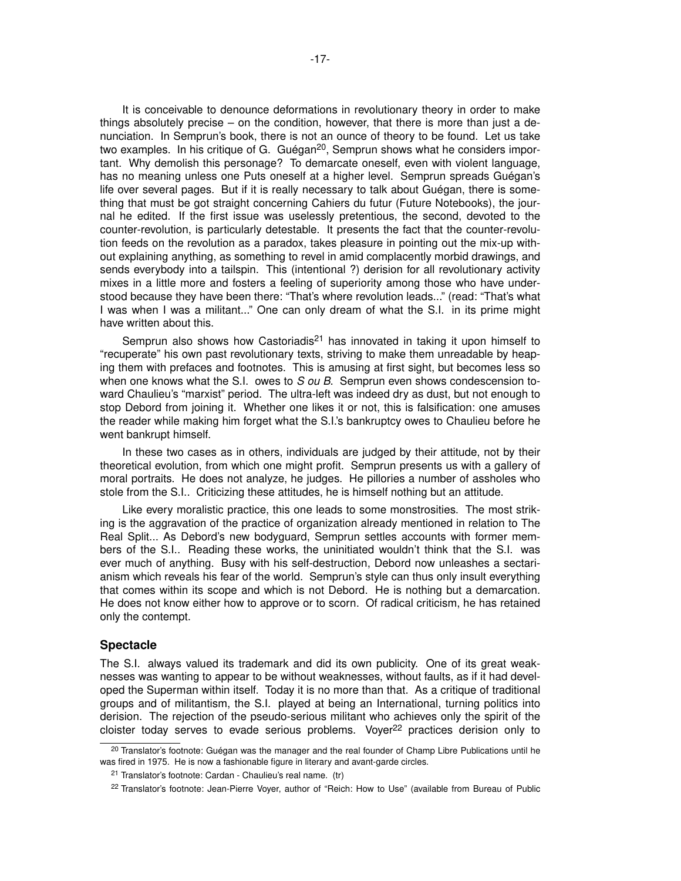It is conceivable to denounce deformations in revolutionary theory in order to make things absolutely precise – on the condition, however, that there is more than just a denunciation. In Semprun's book, there is not an ounce of theory to be found. Let us take two examples. In his critique of G. Guégan[20], Semprun shows what he considers important. Why demolish this personage? To demarcate oneself, even with violent language, has no meaning unless one Puts oneself at a higher level. Semprun spreads Guégan's life over several pages. But if it is really necessary to talk about Guégan, there is something that must be got straight concerning Cahiers du futur (Future Notebooks), the journal he edited. If the first issue was uselessly pretentious, the second, devoted to the counter-revolution, is particularly detestable. It presents the fact that the counter-revolution feeds on the revolution as a paradox, takes pleasure in pointing out the mix-up without explaining anything, as something to revel in amid complacently morbid drawings, and sends everybody into a tailspin. This (intentional ?) derision for all revolutionary activity mixes in a little more and fosters a feeling of superiority among those who have understood because they have been there: "That's where revolution leads..." (read: "That's what I was when I was a militant..." One can only dream of what the S.I. in its prime might have written about this.

Semprun also shows how Castoriadis[21] has innovated in taking it upon himself to "recuperate" his own past revolutionary texts, striving to make them unreadable by heaping them with prefaces and footnotes. This is amusing at first sight, but becomes less so when one knows what the S.I. owes to *S ou B*. Semprun even shows condescension toward Chaulieu's "marxist" period. The ultra-left was indeed dry as dust, but not enough to stop Debord from joining it. Whether one likes it or not, this is falsification: one amuses the reader while making him forget what the S.I.'s bankruptcy owes to Chaulieu before he went bankrupt himself.

In these two cases as in others, individuals are judged by their attitude, not by their theoretical evolution, from which one might profit. Semprun presents us with a gallery of moral portraits. He does not analyze, he judges. He pillories a number of assholes who stole from the S.I.. Criticizing these attitudes, he is himself nothing but an attitude.

Like every moralistic practice, this one leads to some monstrosities. The most striking is the aggravation of the practice of organization already mentioned in relation to The Real Split... As Debord's new bodyguard, Semprun settles accounts with former members of the S.I.. Reading these works, the uninitiated wouldn't think that the S.I. was ever much of anything. Busy with his self-destruction, Debord now unleashes a sectarianism which reveals his fear of the world. Semprun's style can thus only insult everything that comes within its scope and which is not Debord. He is nothing but a demarcation. He does not know either how to approve or to scorn. Of radical criticism, he has retained only the contempt.

### Spectacle

The S.I. always valued its trademark and did its own publicity. One of its great weaknesses was wanting to appear to be without weaknesses, without faults, as if it had developed the Superman within itself. Today it is no more than that. As a critique of traditional groups and of militantism, the S.I. played at being an International, turning politics into derision. The rejection of the pseudo-serious militant who achieves only the spirit of the cloister today serves to evade serious problems. Voyer[22] practices derision only to

[20] Translator's footnote: Guégan was the manager and the real founder of Champ Libre Publications until he was fired in 1975. He is now a fashionable figure in literary and avant-garde circles.

[21] Translator's footnote: Cardan - Chaulieu's real name. (tr)

[22] Translator's footnote: Jean-Pierre Voyer, author of "Reich: How to Use" (available from Bureau of Public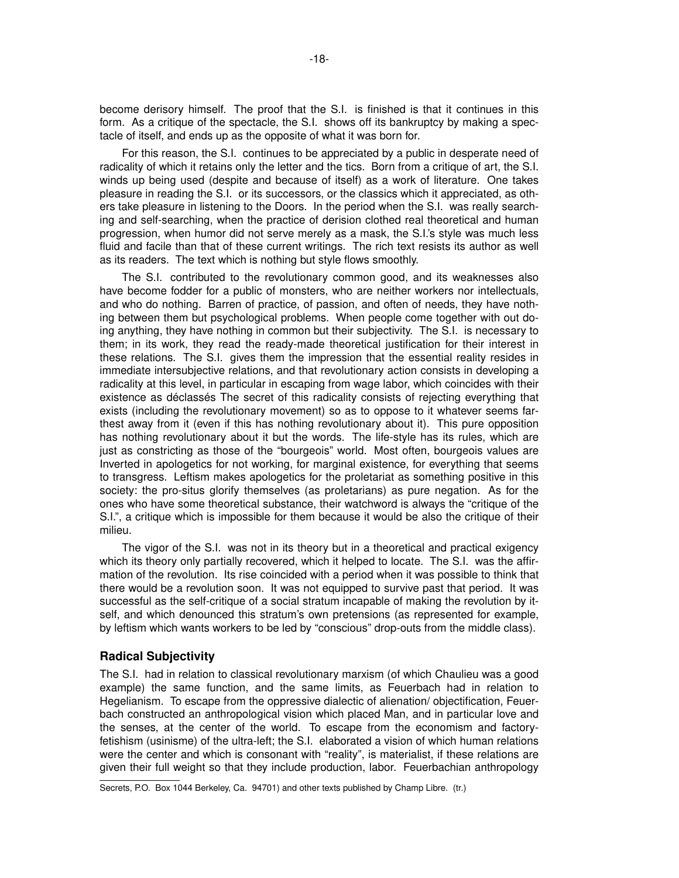become derisory himself. The proof that the S.I. is finished is that it continues in this form. As a critique of the spectacle, the S.I. shows off its bankruptcy by making a spectacle of itself, and ends up as the opposite of what it was born for.

For this reason, the S.I. continues to be appreciated by a public in desperate need of radicality of which it retains only the letter and the tics. Born from a critique of art, the S.I. winds up being used (despite and because of itself) as a work of literature. One takes pleasure in reading the S.I. or its successors, or the classics which it appreciated, as others take pleasure in listening to the Doors. In the period when the S.I. was really searching and self-searching, when the practice of derision clothed real theoretical and human progression, when humor did not serve merely as a mask, the S.I.'s style was much less fluid and facile than that of these current writings. The rich text resists its author as well as its readers. The text which is nothing but style flows smoothly.

The S.I. contributed to the revolutionary common good, and its weaknesses also have become fodder for a public of monsters, who are neither workers nor intellectuals, and who do nothing. Barren of practice, of passion, and often of needs, they have nothing between them but psychological problems. When people come together with out doing anything, they have nothing in common but their subjectivity. The S.I. is necessary to them; in its work, they read the ready-made theoretical justification for their interest in these relations. The S.I. gives them the impression that the essential reality resides in immediate intersubjective relations, and that revolutionary action consists in developing a radicality at this level, in particular in escaping from wage labor, which coincides with their existence as déclassés The secret of this radicality consists of rejecting everything that exists (including the revolutionary movement) so as to oppose to it whatever seems farthest away from it (even if this has nothing revolutionary about it). This pure opposition has nothing revolutionary about it but the words. The life-style has its rules, which are just as constricting as those of the "bourgeois" world. Most often, bourgeois values are Inverted in apologetics for not working, for marginal existence, for everything that seems to transgress. Leftism makes apologetics for the proletariat as something positive in this society: the pro-situs glorify themselves (as proletarians) as pure negation. As for the ones who have some theoretical substance, their watchword is always the "critique of the S.I.", a critique which is impossible for them because it would be also the critique of their milieu.

The vigor of the S.I. was not in its theory but in a theoretical and practical exigency which its theory only partially recovered, which it helped to locate. The S.I. was the affirmation of the revolution. Its rise coincided with a period when it was possible to think that there would be a revolution soon. It was not equipped to survive past that period. It was successful as the self-critique of a social stratum incapable of making the revolution by itself, and which denounced this stratum's own pretensions (as represented for example, by leftism which wants workers to be led by "conscious" drop-outs from the middle class).

### Radical Subjectivity

The S.I. had in relation to classical revolutionary marxism (of which Chaulieu was a good example) the same function, and the same limits, as Feuerbach had in relation to Hegelianism. To escape from the oppressive dialectic of alienation/ objectification, Feuerbach constructed an anthropological vision which placed Man, and in particular love and the senses, at the center of the world. To escape from the economism and factory-fetishism (usinisme) of the ultra-left; the S.I. elaborated a vision of which human relations were the center and which is consonant with "reality", is materialist, if these relations are given their full weight so that they include production, labor. Feuerbachian anthropology

---

Secrets, P.O. Box 1044 Berkeley, Ca. 94701) and other texts published by Champ Libre. (tr.)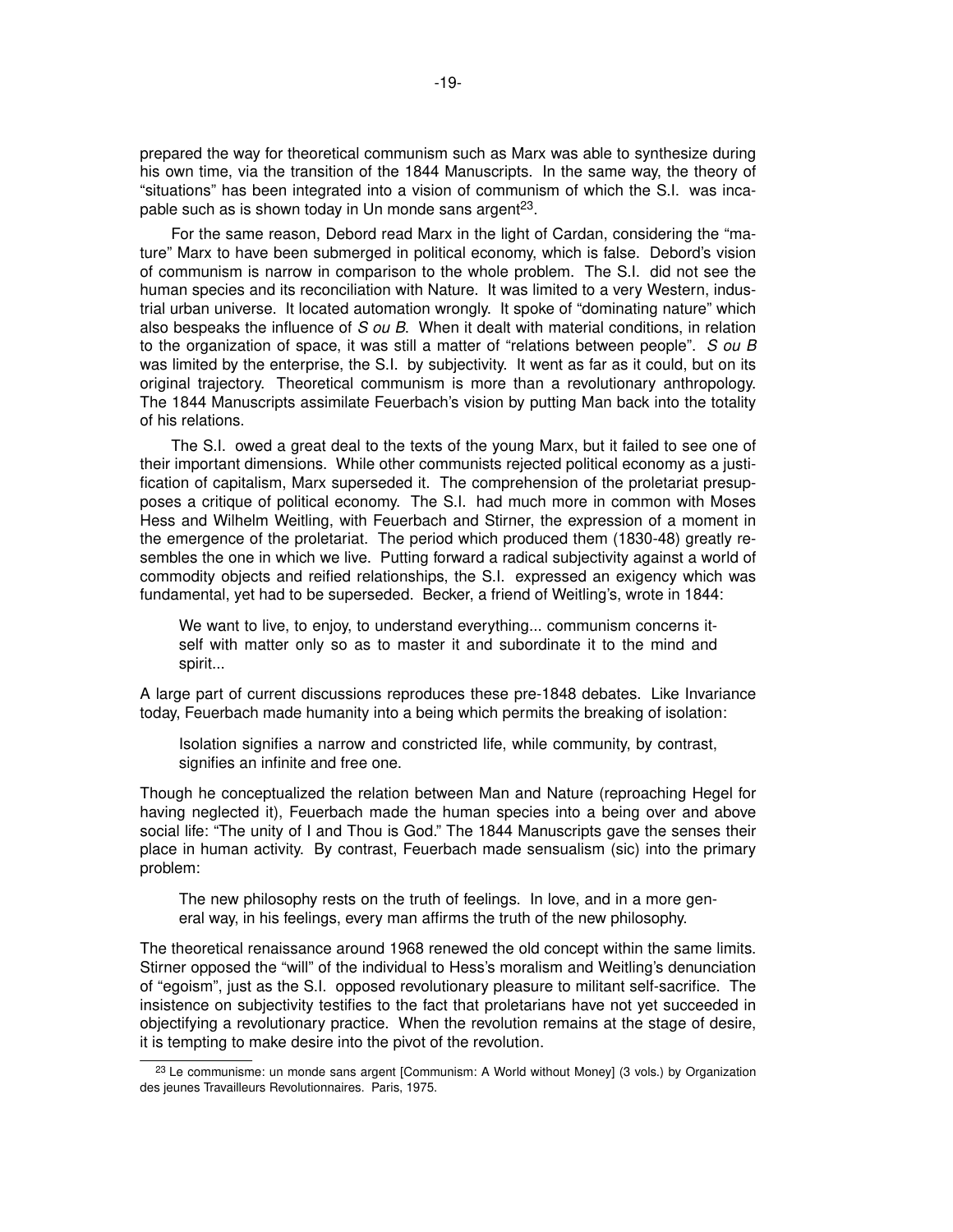prepared the way for theoretical communism such as Marx was able to synthesize during his own time, via the transition of the 1844 Manuscripts. In the same way, the theory of "situations" has been integrated into a vision of communism of which the S.I. was incapable such as is shown today in Un monde sans argent[23].

For the same reason, Debord read Marx in the light of Cardan, considering the "mature" Marx to have been submerged in political economy, which is false. Debord's vision of communism is narrow in comparison to the whole problem. The S.I. did not see the human species and its reconciliation with Nature. It was limited to a very Western, industrial urban universe. It located automation wrongly. It spoke of "dominating nature" which also bespeaks the influence of *S ou B*. When it dealt with material conditions, in relation to the organization of space, it was still a matter of "relations between people". *S ou B* was limited by the enterprise, the S.I. by subjectivity. It went as far as it could, but on its original trajectory. Theoretical communism is more than a revolutionary anthropology. The 1844 Manuscripts assimilate Feuerbach's vision by putting Man back into the totality of his relations.

The S.I. owed a great deal to the texts of the young Marx, but it failed to see one of their important dimensions. While other communists rejected political economy as a justification of capitalism, Marx superseded it. The comprehension of the proletariat presupposes a critique of political economy. The S.I. had much more in common with Moses Hess and Wilhelm Weitling, with Feuerbach and Stirner, the expression of a moment in the emergence of the proletariat. The period which produced them (1830-48) greatly resembles the one in which we live. Putting forward a radical subjectivity against a world of commodity objects and reified relationships, the S.I. expressed an exigency which was fundamental, yet had to be superseded. Becker, a friend of Weitling's, wrote in 1844:

> We want to live, to enjoy, to understand everything... communism concerns itself with matter only so as to master it and subordinate it to the mind and spirit...

A large part of current discussions reproduces these pre-1848 debates. Like Invariance today, Feuerbach made humanity into a being which permits the breaking of isolation:

> Isolation signifies a narrow and constricted life, while community, by contrast, signifies an infinite and free one.

Though he conceptualized the relation between Man and Nature (reproaching Hegel for having neglected it), Feuerbach made the human species into a being over and above social life: "The unity of I and Thou is God." The 1844 Manuscripts gave the senses their place in human activity. By contrast, Feuerbach made sensualism (sic) into the primary problem:

> The new philosophy rests on the truth of feelings. In love, and in a more general way, in his feelings, every man affirms the truth of the new philosophy.

The theoretical renaissance around 1968 renewed the old concept within the same limits. Stirner opposed the "will" of the individual to Hess's moralism and Weitling's denunciation of "egoism", just as the S.I. opposed revolutionary pleasure to militant self-sacrifice. The insistence on subjectivity testifies to the fact that proletarians have not yet succeeded in objectifying a revolutionary practice. When the revolution remains at the stage of desire, it is tempting to make desire into the pivot of the revolution.

[23] Le communisme: un monde sans argent [Communism: A World without Money] (3 vols.) by Organization des jeunes Travailleurs Revolutionnaires. Paris, 1975.